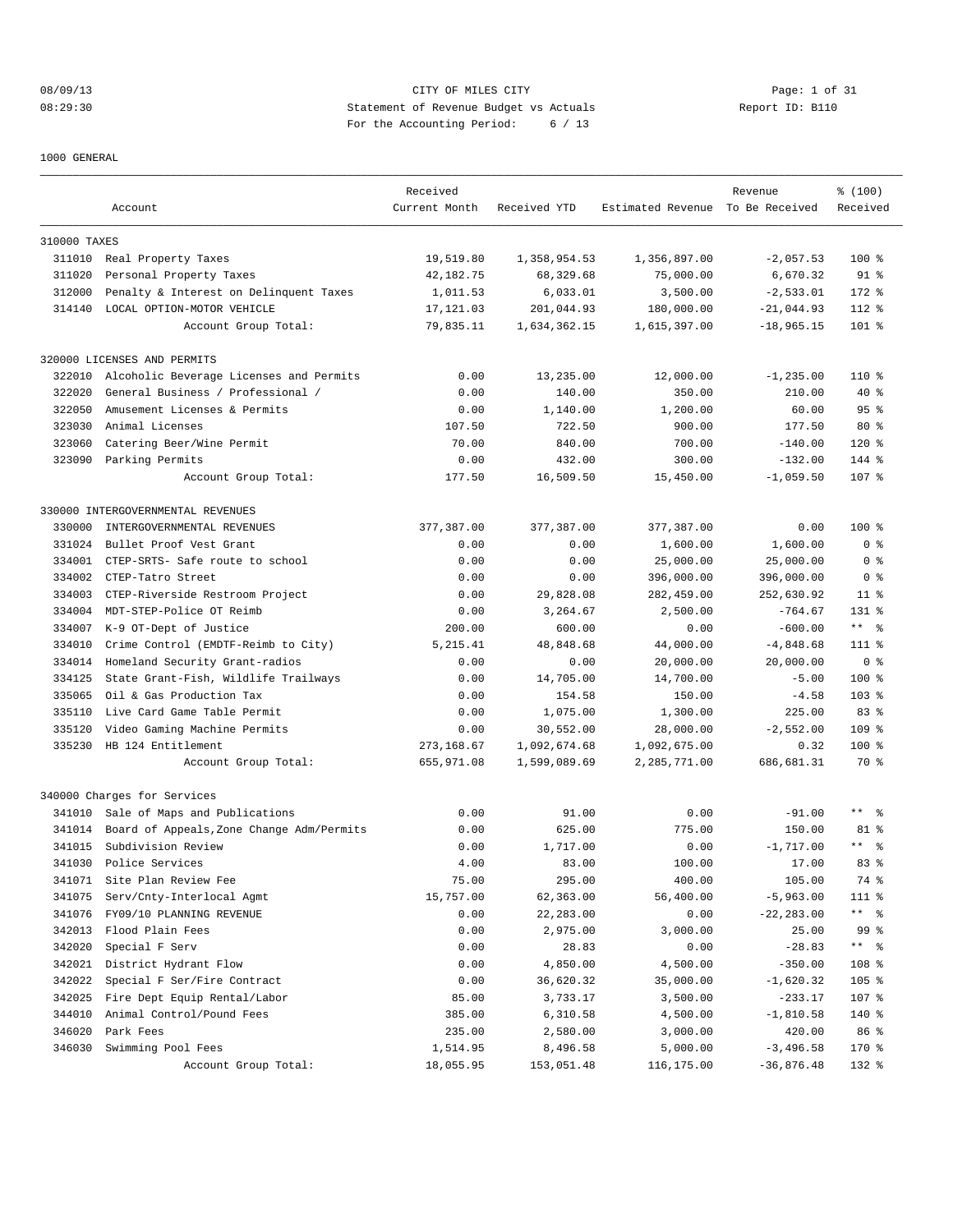CITY OF MILES CITY
Statement of Revenue Budget vs Actuals
For the Accounting Period: 6 / 13

08/09/13
08:29:30

Report ID: B110

1000 GENERAL

| | Account | Received Current Month | Received YTD | Estimated Revenue | Revenue To Be Received | % (100) Received |
|---|---|---|---|---|---|---|
| **310000 TAXES** | | | | | | |
| 311010 | Real Property Taxes | 19,519.80 | 1,358,954.53 | 1,356,897.00 | -2,057.53 | 100 % |
| 311020 | Personal Property Taxes | 42,182.75 | 68,329.68 | 75,000.00 | 6,670.32 | 91 % |
| 312000 | Penalty & Interest on Delinquent Taxes | 1,011.53 | 6,033.01 | 3,500.00 | -2,533.01 | 172 % |
| 314140 | LOCAL OPTION-MOTOR VEHICLE | 17,121.03 | 201,044.93 | 180,000.00 | -21,044.93 | 112 % |
| | Account Group Total: | 79,835.11 | 1,634,362.15 | 1,615,397.00 | -18,965.15 | 101 % |
| **320000 LICENSES AND PERMITS** | | | | | | |
| 322010 | Alcoholic Beverage Licenses and Permits | 0.00 | 13,235.00 | 12,000.00 | -1,235.00 | 110 % |
| 322020 | General Business / Professional / | 0.00 | 140.00 | 350.00 | 210.00 | 40 % |
| 322050 | Amusement Licenses & Permits | 0.00 | 1,140.00 | 1,200.00 | 60.00 | 95 % |
| 323030 | Animal Licenses | 107.50 | 722.50 | 900.00 | 177.50 | 80 % |
| 323060 | Catering Beer/Wine Permit | 70.00 | 840.00 | 700.00 | -140.00 | 120 % |
| 323090 | Parking Permits | 0.00 | 432.00 | 300.00 | -132.00 | 144 % |
| | Account Group Total: | 177.50 | 16,509.50 | 15,450.00 | -1,059.50 | 107 % |
| **330000 INTERGOVERNMENTAL REVENUES** | | | | | | |
| 330000 | INTERGOVERNMENTAL REVENUES | 377,387.00 | 377,387.00 | 377,387.00 | 0.00 | 100 % |
| 331024 | Bullet Proof Vest Grant | 0.00 | 0.00 | 1,600.00 | 1,600.00 | 0 % |
| 334001 | CTEP-SRTS- Safe route to school | 0.00 | 0.00 | 25,000.00 | 25,000.00 | 0 % |
| 334002 | CTEP-Tatro Street | 0.00 | 0.00 | 396,000.00 | 396,000.00 | 0 % |
| 334003 | CTEP-Riverside Restroom Project | 0.00 | 29,828.08 | 282,459.00 | 252,630.92 | 11 % |
| 334004 | MDT-STEP-Police OT Reimb | 0.00 | 3,264.67 | 2,500.00 | -764.67 | 131 % |
| 334007 | K-9 OT-Dept of Justice | 200.00 | 600.00 | 0.00 | -600.00 | ** % |
| 334010 | Crime Control (EMDTF-Reimb to City) | 5,215.41 | 48,848.68 | 44,000.00 | -4,848.68 | 111 % |
| 334014 | Homeland Security Grant-radios | 0.00 | 0.00 | 20,000.00 | 20,000.00 | 0 % |
| 334125 | State Grant-Fish, Wildlife Trailways | 0.00 | 14,705.00 | 14,700.00 | -5.00 | 100 % |
| 335065 | Oil & Gas Production Tax | 0.00 | 154.58 | 150.00 | -4.58 | 103 % |
| 335110 | Live Card Game Table Permit | 0.00 | 1,075.00 | 1,300.00 | 225.00 | 83 % |
| 335120 | Video Gaming Machine Permits | 0.00 | 30,552.00 | 28,000.00 | -2,552.00 | 109 % |
| 335230 | HB 124 Entitlement | 273,168.67 | 1,092,674.68 | 1,092,675.00 | 0.32 | 100 % |
| | Account Group Total: | 655,971.08 | 1,599,089.69 | 2,285,771.00 | 686,681.31 | 70 % |
| **340000 Charges for Services** | | | | | | |
| 341010 | Sale of Maps and Publications | 0.00 | 91.00 | 0.00 | -91.00 | ** % |
| 341014 | Board of Appeals,Zone Change Adm/Permits | 0.00 | 625.00 | 775.00 | 150.00 | 81 % |
| 341015 | Subdivision Review | 0.00 | 1,717.00 | 0.00 | -1,717.00 | ** % |
| 341030 | Police Services | 4.00 | 83.00 | 100.00 | 17.00 | 83 % |
| 341071 | Site Plan Review Fee | 75.00 | 295.00 | 400.00 | 105.00 | 74 % |
| 341075 | Serv/Cnty-Interlocal Agmt | 15,757.00 | 62,363.00 | 56,400.00 | -5,963.00 | 111 % |
| 341076 | FY09/10 PLANNING REVENUE | 0.00 | 22,283.00 | 0.00 | -22,283.00 | ** % |
| 342013 | Flood Plain Fees | 0.00 | 2,975.00 | 3,000.00 | 25.00 | 99 % |
| 342020 | Special F Serv | 0.00 | 28.83 | 0.00 | -28.83 | ** % |
| 342021 | District Hydrant Flow | 0.00 | 4,850.00 | 4,500.00 | -350.00 | 108 % |
| 342022 | Special F Ser/Fire Contract | 0.00 | 36,620.32 | 35,000.00 | -1,620.32 | 105 % |
| 342025 | Fire Dept Equip Rental/Labor | 85.00 | 3,733.17 | 3,500.00 | -233.17 | 107 % |
| 344010 | Animal Control/Pound Fees | 385.00 | 6,310.58 | 4,500.00 | -1,810.58 | 140 % |
| 346020 | Park Fees | 235.00 | 2,580.00 | 3,000.00 | 420.00 | 86 % |
| 346030 | Swimming Pool Fees | 1,514.95 | 8,496.58 | 5,000.00 | -3,496.58 | 170 % |
| | Account Group Total: | 18,055.95 | 153,051.48 | 116,175.00 | -36,876.48 | 132 % |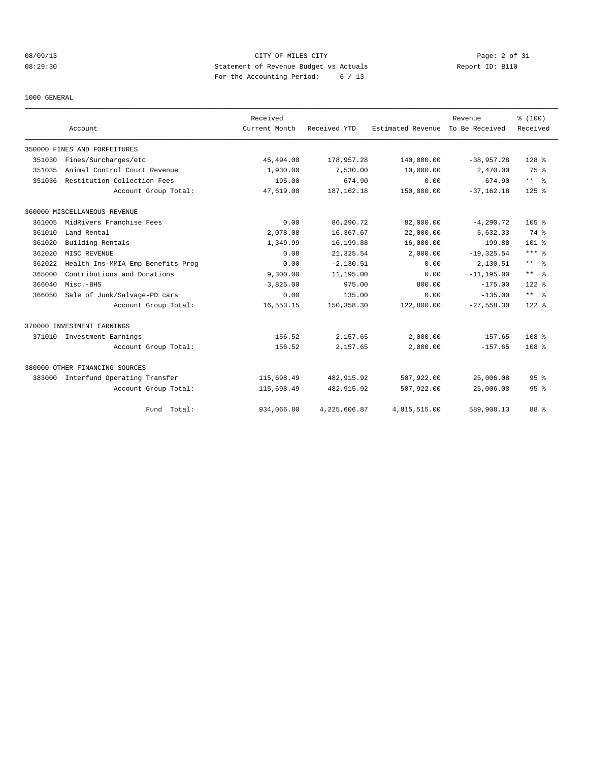CITY OF MILES CITY

Statement of Revenue Budget vs Actuals

For the Accounting Period: 6 / 13

08/09/13 08:29:30

Report ID: B110

1000 GENERAL

| Account | | Received Current Month | Received YTD | Estimated Revenue | Revenue To Be Received | % (100) Received |
|---|---|---|---|---|---|---|
| 350000 FINES AND FORFEITURES | | | | | | |
| 351030 | Fines/Surcharges/etc | 45,494.00 | 178,957.28 | 140,000.00 | -38,957.28 | 128 % |
| 351035 | Animal Control Court Revenue | 1,930.00 | 7,530.00 | 10,000.00 | 2,470.00 | 75 % |
| 351036 | Restitution Collection Fees | 195.00 | 674.90 | 0.00 | -674.90 | ** % |
| | Account Group Total: | 47,619.00 | 187,162.18 | 150,000.00 | -37,162.18 | 125 % |
| 360000 MISCELLANEOUS REVENUE | | | | | | |
| 361005 | MidRivers Franchise Fees | 0.00 | 86,290.72 | 82,000.00 | -4,290.72 | 105 % |
| 361010 | Land Rental | 2,078.08 | 16,367.67 | 22,000.00 | 5,632.33 | 74 % |
| 361020 | Building Rentals | 1,349.99 | 16,199.88 | 16,000.00 | -199.88 | 101 % |
| 362020 | MISC REVENUE | 0.08 | 21,325.54 | 2,000.00 | -19,325.54 | *** % |
| 362022 | Health Ins-MMIA Emp Benefits Prog | 0.00 | -2,130.51 | 0.00 | 2,130.51 | ** % |
| 365000 | Contributions and Donations | 9,300.00 | 11,195.00 | 0.00 | -11,195.00 | ** % |
| 366040 | Misc.-BHS | 3,825.00 | 975.00 | 800.00 | -175.00 | 122 % |
| 366050 | Sale of Junk/Salvage-PD cars | 0.00 | 135.00 | 0.00 | -135.00 | ** % |
| | Account Group Total: | 16,553.15 | 150,358.30 | 122,800.00 | -27,558.30 | 122 % |
| 370000 INVESTMENT EARNINGS | | | | | | |
| 371010 | Investment Earnings | 156.52 | 2,157.65 | 2,000.00 | -157.65 | 108 % |
| | Account Group Total: | 156.52 | 2,157.65 | 2,000.00 | -157.65 | 108 % |
| 380000 OTHER FINANCING SOURCES | | | | | | |
| 383000 | Interfund Operating Transfer | 115,698.49 | 482,915.92 | 507,922.00 | 25,006.08 | 95 % |
| | Account Group Total: | 115,698.49 | 482,915.92 | 507,922.00 | 25,006.08 | 95 % |
| | Fund Total: | 934,066.80 | 4,225,606.87 | 4,815,515.00 | 589,908.13 | 88 % |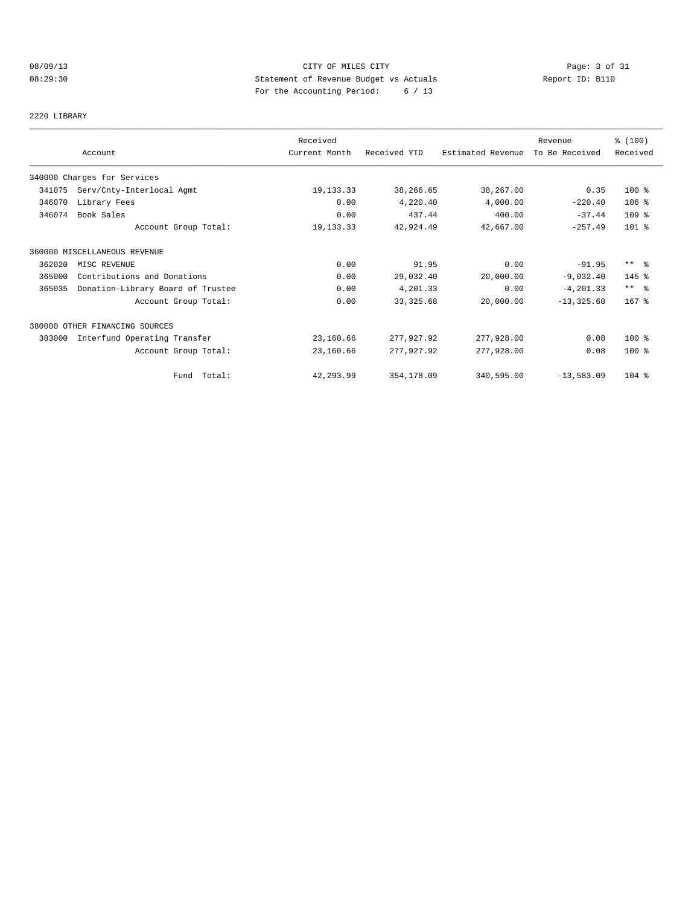CITY OF MILES CITY
Statement of Revenue Budget vs Actuals
For the Accounting Period: 6 / 13

08/09/13
08:29:30

Report ID: B110

2220 LIBRARY

| Account | | Received Current Month | Received YTD | Estimated Revenue | Revenue To Be Received | % (100) Received |
|---|---|---|---|---|---|---|
| 340000 Charges for Services | | | | | | |
| 341075 | Serv/Cnty-Interlocal Agmt | 19,133.33 | 38,266.65 | 38,267.00 | 0.35 | 100 % |
| 346070 | Library Fees | 0.00 | 4,220.40 | 4,000.00 | -220.40 | 106 % |
| 346074 | Book Sales | 0.00 | 437.44 | 400.00 | -37.44 | 109 % |
| | Account Group Total: | 19,133.33 | 42,924.49 | 42,667.00 | -257.49 | 101 % |
| 360000 MISCELLANEOUS REVENUE | | | | | | |
| 362020 | MISC REVENUE | 0.00 | 91.95 | 0.00 | -91.95 | ** % |
| 365000 | Contributions and Donations | 0.00 | 29,032.40 | 20,000.00 | -9,032.40 | 145 % |
| 365035 | Donation-Library Board of Trustee | 0.00 | 4,201.33 | 0.00 | -4,201.33 | ** % |
| | Account Group Total: | 0.00 | 33,325.68 | 20,000.00 | -13,325.68 | 167 % |
| 380000 OTHER FINANCING SOURCES | | | | | | |
| 383000 | Interfund Operating Transfer | 23,160.66 | 277,927.92 | 277,928.00 | 0.08 | 100 % |
| | Account Group Total: | 23,160.66 | 277,927.92 | 277,928.00 | 0.08 | 100 % |
| | Fund Total: | 42,293.99 | 354,178.09 | 340,595.00 | -13,583.09 | 104 % |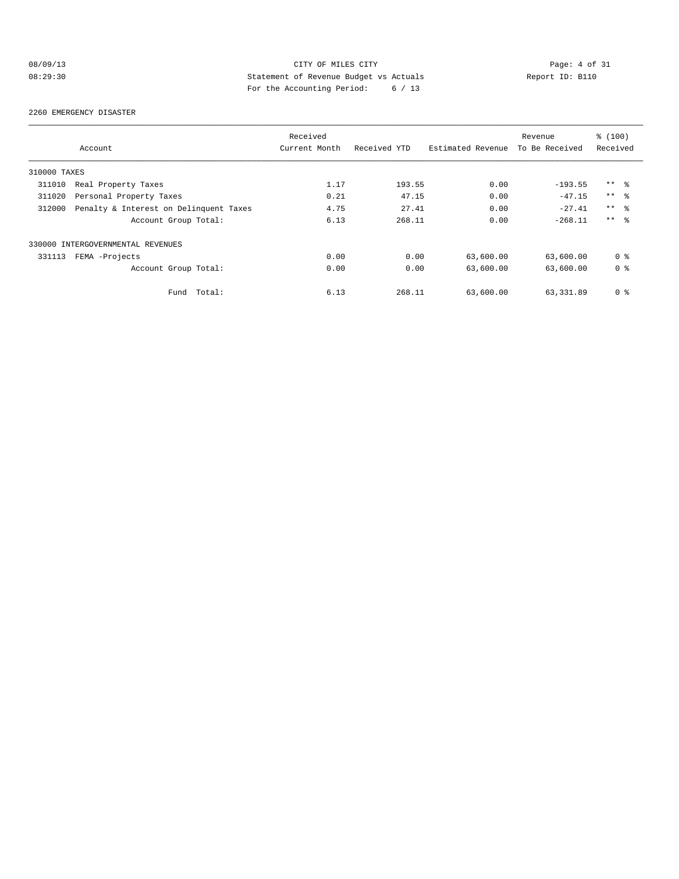CITY OF MILES CITY
Statement of Revenue Budget vs Actuals
For the Accounting Period: 6 / 13

08/09/13
08:29:30

Report ID: B110

2260 EMERGENCY DISASTER

| Account | Received Current Month | Received YTD | Estimated Revenue | Revenue To Be Received | % (100) Received |
|---|---|---|---|---|---|
| 310000 TAXES | | | | | |
| 311010 Real Property Taxes | 1.17 | 193.55 | 0.00 | -193.55 | ** % |
| 311020 Personal Property Taxes | 0.21 | 47.15 | 0.00 | -47.15 | ** % |
| 312000 Penalty & Interest on Delinquent Taxes | 4.75 | 27.41 | 0.00 | -27.41 | ** % |
| Account Group Total: | 6.13 | 268.11 | 0.00 | -268.11 | ** % |
| 330000 INTERGOVERNMENTAL REVENUES | | | | | |
| 331113 FEMA -Projects | 0.00 | 0.00 | 63,600.00 | 63,600.00 | 0 % |
| Account Group Total: | 0.00 | 0.00 | 63,600.00 | 63,600.00 | 0 % |
| Fund Total: | 6.13 | 268.11 | 63,600.00 | 63,331.89 | 0 % |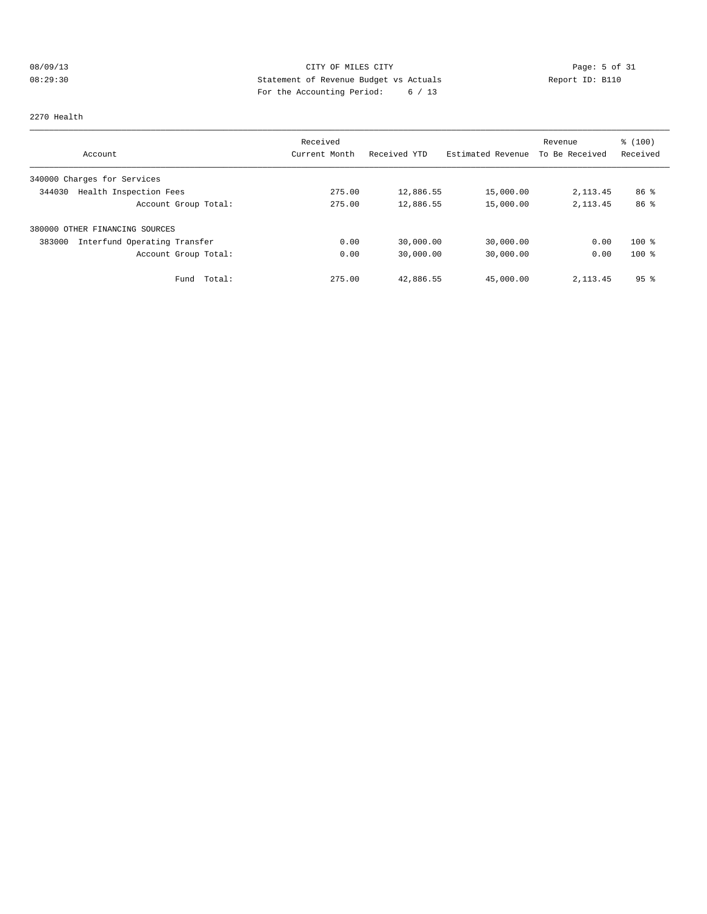CITY OF MILES CITY

Statement of Revenue Budget vs Actuals

For the Accounting Period: 6 / 13

08/09/13
08:29:30

Report ID: B110

2270 Health

| Account | Received Current Month | Received YTD | Estimated Revenue | Revenue To Be Received | % (100) Received |
|---|---|---|---|---|---|
| 340000 Charges for Services | | | | | |
| 344030 Health Inspection Fees | 275.00 | 12,886.55 | 15,000.00 | 2,113.45 | 86 % |
| Account Group Total: | 275.00 | 12,886.55 | 15,000.00 | 2,113.45 | 86 % |
| 380000 OTHER FINANCING SOURCES | | | | | |
| 383000 Interfund Operating Transfer | 0.00 | 30,000.00 | 30,000.00 | 0.00 | 100 % |
| Account Group Total: | 0.00 | 30,000.00 | 30,000.00 | 0.00 | 100 % |
| Fund Total: | 275.00 | 42,886.55 | 45,000.00 | 2,113.45 | 95 % |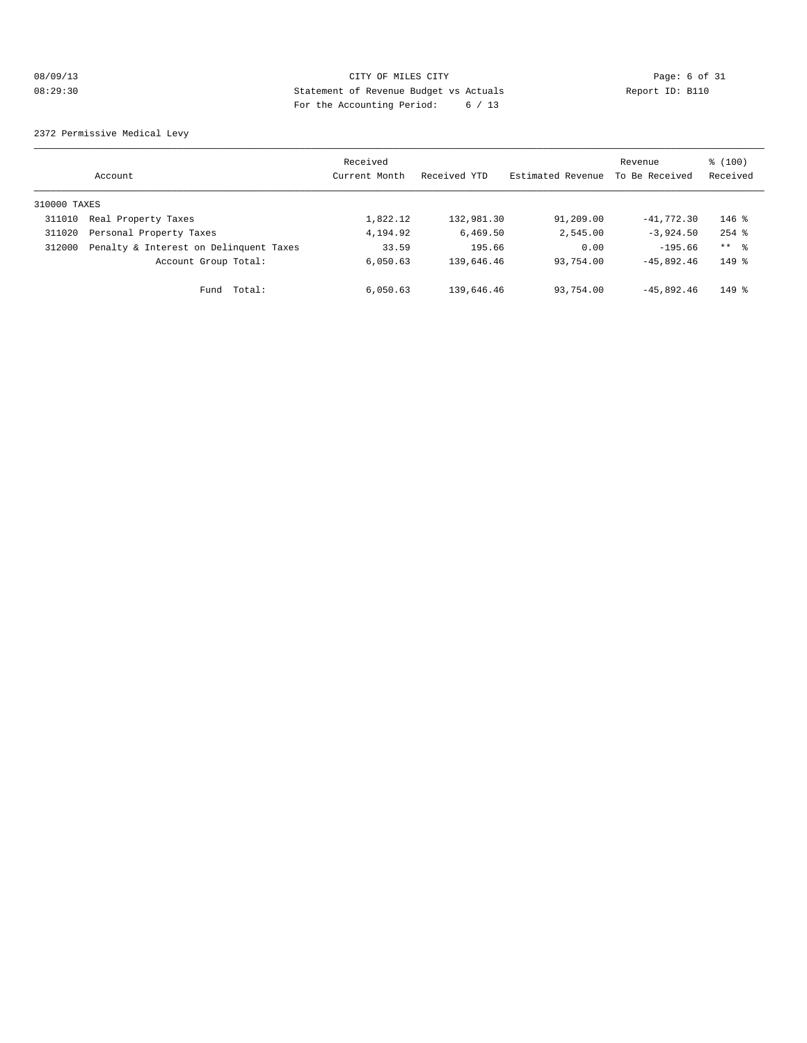CITY OF MILES CITY

Statement of Revenue Budget vs Actuals

For the Accounting Period: 6 / 13

08/09/13 08:29:30 Report ID: B110

2372 Permissive Medical Levy

| Account | | Received Current Month | Received YTD | Estimated Revenue | Revenue To Be Received | % (100) Received |
|---|---|---|---|---|---|---|
| 310000 TAXES | | | | | | |
| 311010 | Real Property Taxes | 1,822.12 | 132,981.30 | 91,209.00 | -41,772.30 | 146 % |
| 311020 | Personal Property Taxes | 4,194.92 | 6,469.50 | 2,545.00 | -3,924.50 | 254 % |
| 312000 | Penalty & Interest on Delinquent Taxes | 33.59 | 195.66 | 0.00 | -195.66 | ** % |
| | Account Group Total: | 6,050.63 | 139,646.46 | 93,754.00 | -45,892.46 | 149 % |
| | Fund Total: | 6,050.63 | 139,646.46 | 93,754.00 | -45,892.46 | 149 % |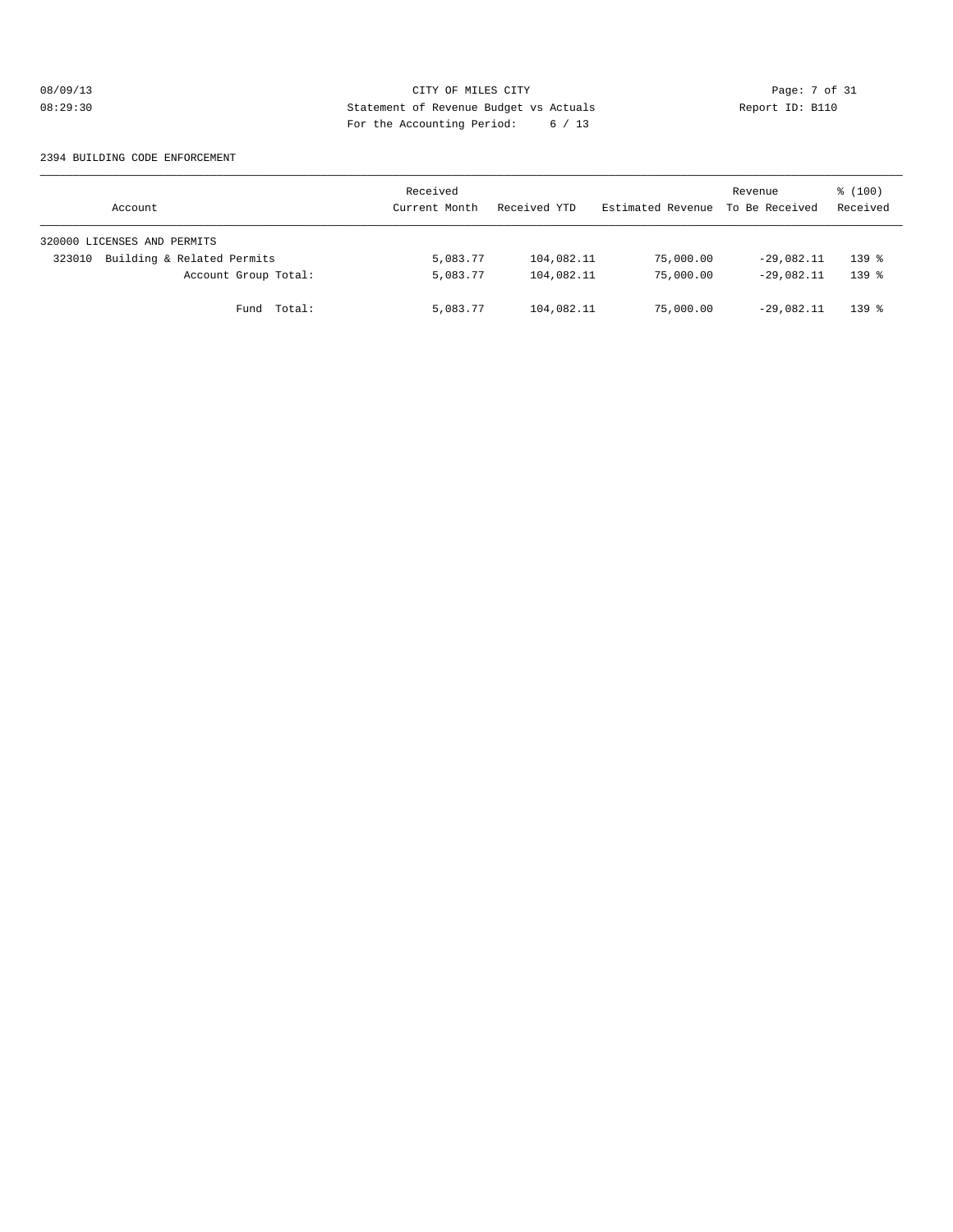CITY OF MILES CITY
Statement of Revenue Budget vs Actuals
For the Accounting Period: 6 / 13

08/09/13
08:29:30

Report ID: B110

2394 BUILDING CODE ENFORCEMENT

| Account | Received Current Month | Received YTD | Estimated Revenue | Revenue To Be Received | % (100) Received |
|---|---|---|---|---|---|
| 320000 LICENSES AND PERMITS | | | | | |
| 323010 Building & Related Permits | 5,083.77 | 104,082.11 | 75,000.00 | -29,082.11 | 139 % |
| Account Group Total: | 5,083.77 | 104,082.11 | 75,000.00 | -29,082.11 | 139 % |
| Fund Total: | 5,083.77 | 104,082.11 | 75,000.00 | -29,082.11 | 139 % |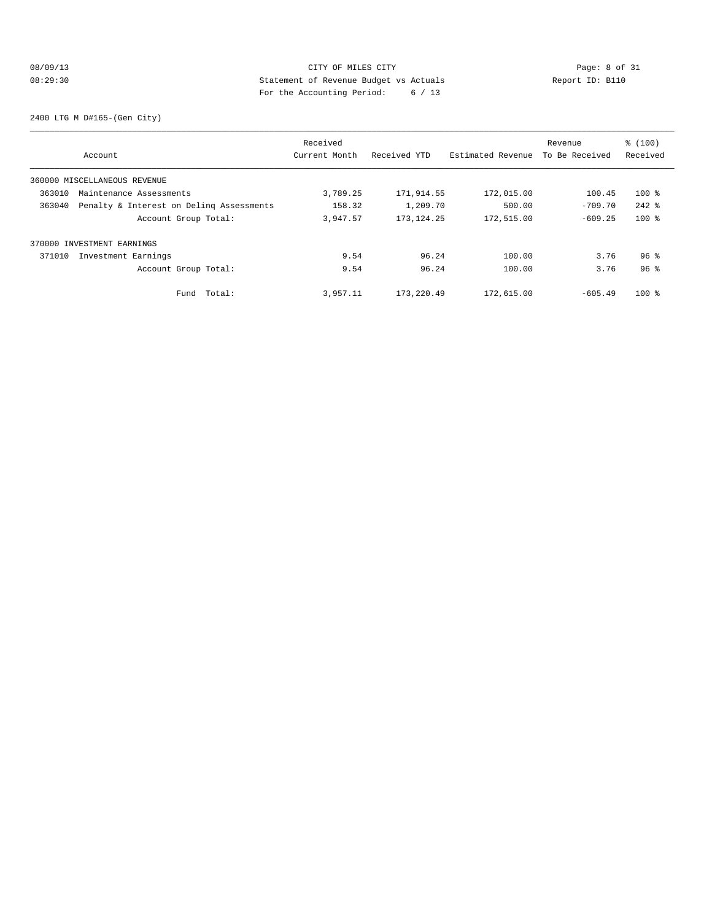CITY OF MILES CITY
Statement of Revenue Budget vs Actuals
For the Accounting Period: 6 / 13

08/09/13
08:29:30

Report ID: B110

2400 LTG M D#165-(Gen City)

| Account | Received Current Month | Received YTD | Estimated Revenue | Revenue To Be Received | % (100) Received |
|---|---|---|---|---|---|
| 360000 MISCELLANEOUS REVENUE | | | | | |
| 363010 Maintenance Assessments | 3,789.25 | 171,914.55 | 172,015.00 | 100.45 | 100 % |
| 363040 Penalty & Interest on Delinq Assessments | 158.32 | 1,209.70 | 500.00 | -709.70 | 242 % |
| Account Group Total: | 3,947.57 | 173,124.25 | 172,515.00 | -609.25 | 100 % |
| 370000 INVESTMENT EARNINGS | | | | | |
| 371010 Investment Earnings | 9.54 | 96.24 | 100.00 | 3.76 | 96 % |
| Account Group Total: | 9.54 | 96.24 | 100.00 | 3.76 | 96 % |
| Fund Total: | 3,957.11 | 173,220.49 | 172,615.00 | -605.49 | 100 % |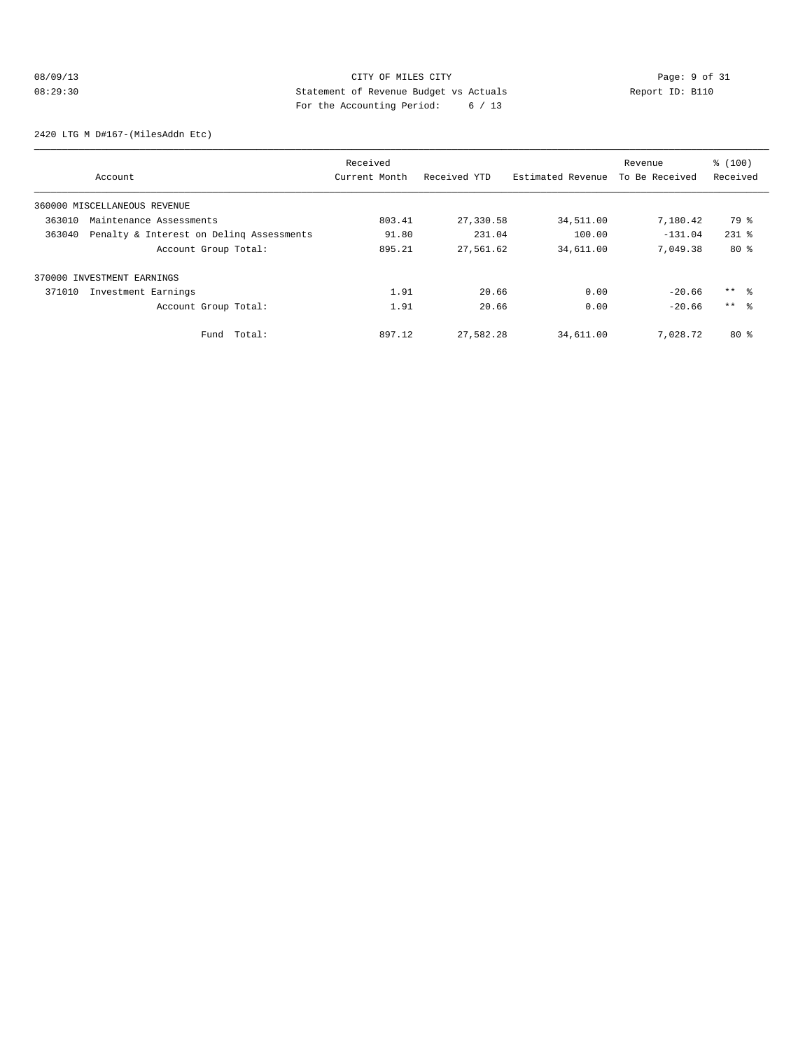CITY OF MILES CITY
Statement of Revenue Budget vs Actuals
For the Accounting Period: 6 / 13

08/09/13
08:29:30

Report ID: B110

2420 LTG M D#167-(MilesAddn Etc)

| Account | Received Current Month | Received YTD | Estimated Revenue | Revenue To Be Received | % (100) Received |
|---|---|---|---|---|---|
| 360000 MISCELLANEOUS REVENUE | | | | | |
| 363010 Maintenance Assessments | 803.41 | 27,330.58 | 34,511.00 | 7,180.42 | 79 % |
| 363040 Penalty & Interest on Delinq Assessments | 91.80 | 231.04 | 100.00 | -131.04 | 231 % |
| Account Group Total: | 895.21 | 27,561.62 | 34,611.00 | 7,049.38 | 80 % |
| 370000 INVESTMENT EARNINGS | | | | | |
| 371010 Investment Earnings | 1.91 | 20.66 | 0.00 | -20.66 | ** % |
| Account Group Total: | 1.91 | 20.66 | 0.00 | -20.66 | ** % |
| Fund Total: | 897.12 | 27,582.28 | 34,611.00 | 7,028.72 | 80 % |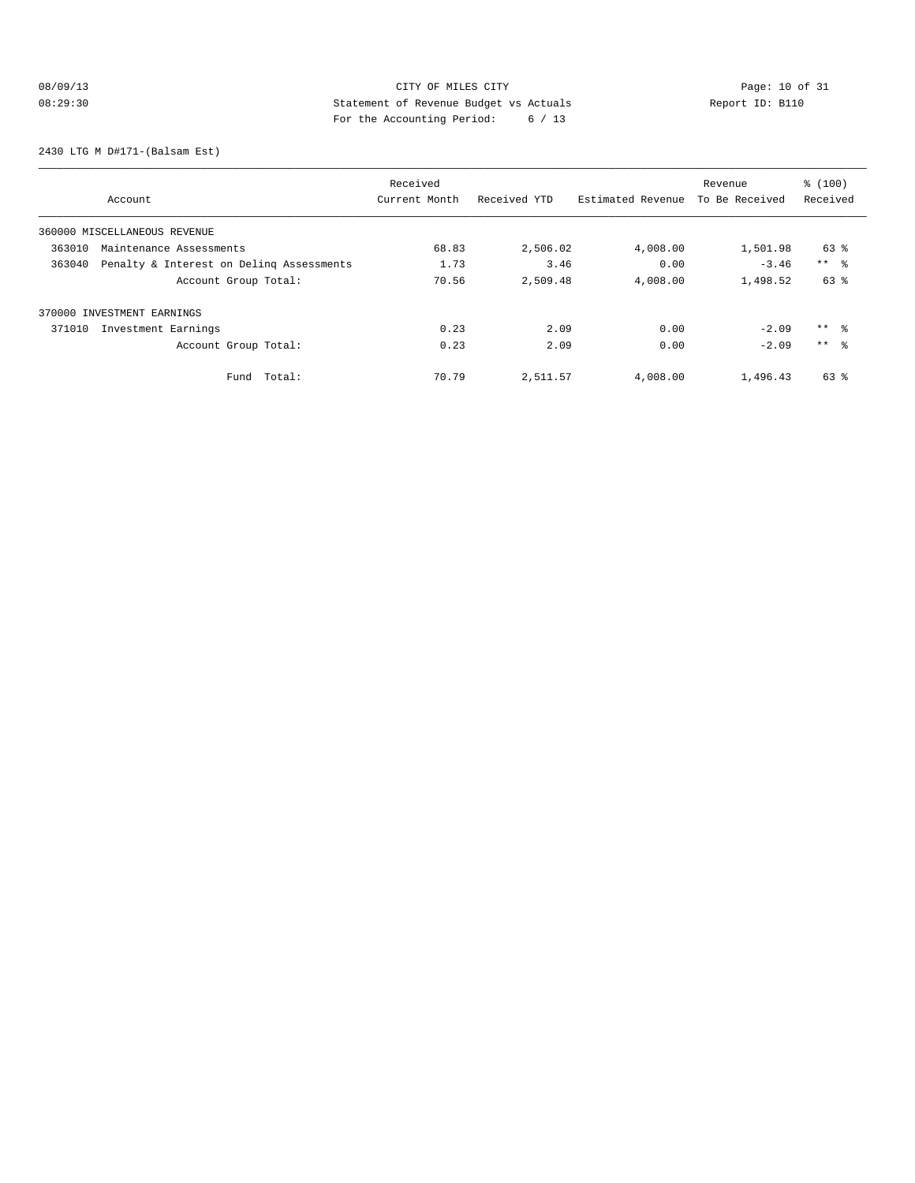CITY OF MILES CITY
Statement of Revenue Budget vs Actuals
For the Accounting Period: 6 / 13

08/09/13
08:29:30

Report ID: B110

2430 LTG M D#171-(Balsam Est)

| Account | Received Current Month | Received YTD | Estimated Revenue | Revenue To Be Received | % (100) Received |
|---|---|---|---|---|---|
| 360000 MISCELLANEOUS REVENUE | | | | | |
| 363010 Maintenance Assessments | 68.83 | 2,506.02 | 4,008.00 | 1,501.98 | 63 % |
| 363040 Penalty & Interest on Delinq Assessments | 1.73 | 3.46 | 0.00 | -3.46 | ** % |
| Account Group Total: | 70.56 | 2,509.48 | 4,008.00 | 1,498.52 | 63 % |
| 370000 INVESTMENT EARNINGS | | | | | |
| 371010 Investment Earnings | 0.23 | 2.09 | 0.00 | -2.09 | ** % |
| Account Group Total: | 0.23 | 2.09 | 0.00 | -2.09 | ** % |
| Fund Total: | 70.79 | 2,511.57 | 4,008.00 | 1,496.43 | 63 % |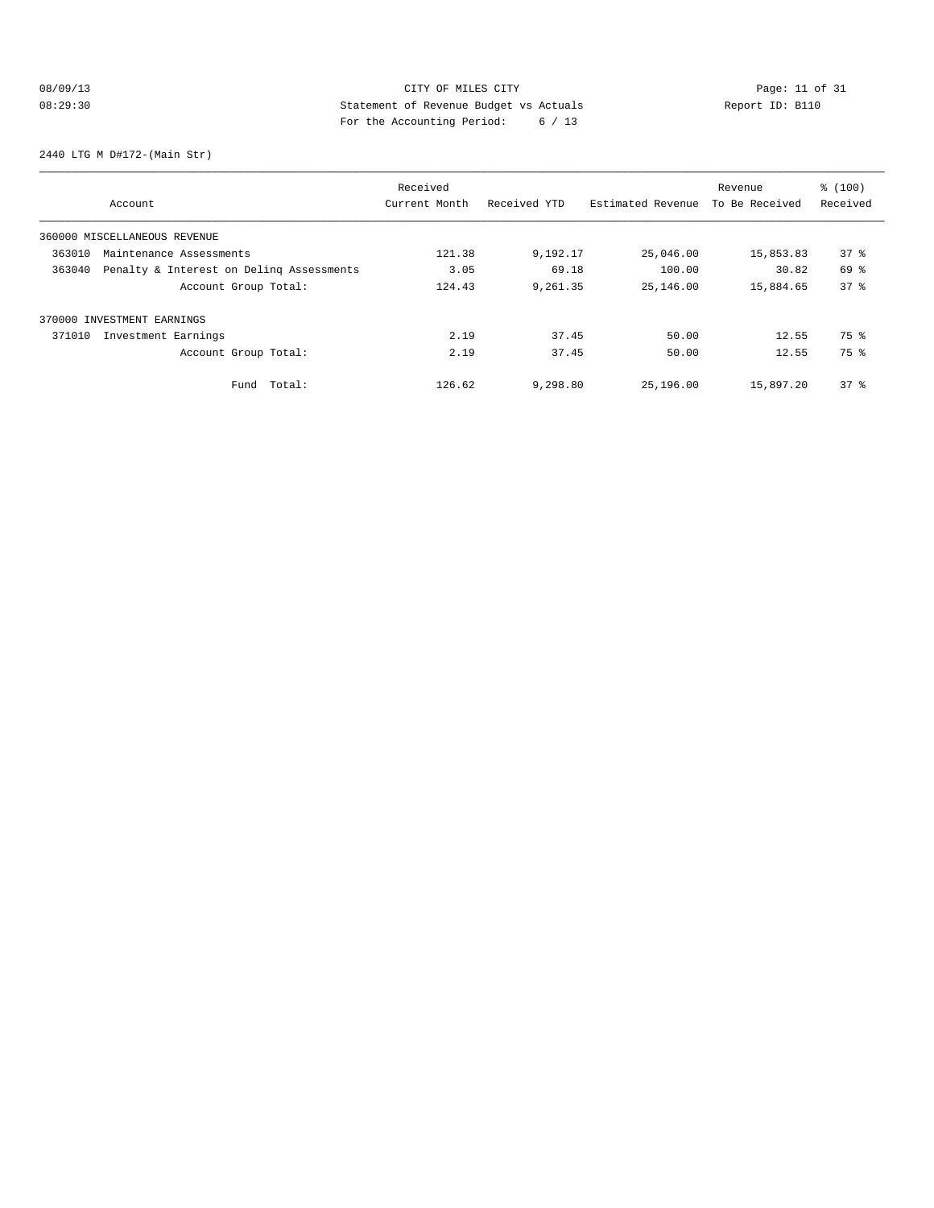CITY OF MILES CITY
Statement of Revenue Budget vs Actuals
For the Accounting Period: 6 / 13

08/09/13
08:29:30

Report ID: B110

2440 LTG M D#172-(Main Str)

| Account | Received Current Month | Received YTD | Estimated Revenue | Revenue To Be Received | % (100) Received |
|---|---|---|---|---|---|
| 360000 MISCELLANEOUS REVENUE | | | | | |
| 363010 Maintenance Assessments | 121.38 | 9,192.17 | 25,046.00 | 15,853.83 | 37 % |
| 363040 Penalty & Interest on Delinq Assessments | 3.05 | 69.18 | 100.00 | 30.82 | 69 % |
| Account Group Total: | 124.43 | 9,261.35 | 25,146.00 | 15,884.65 | 37 % |
| 370000 INVESTMENT EARNINGS | | | | | |
| 371010 Investment Earnings | 2.19 | 37.45 | 50.00 | 12.55 | 75 % |
| Account Group Total: | 2.19 | 37.45 | 50.00 | 12.55 | 75 % |
| Fund Total: | 126.62 | 9,298.80 | 25,196.00 | 15,897.20 | 37 % |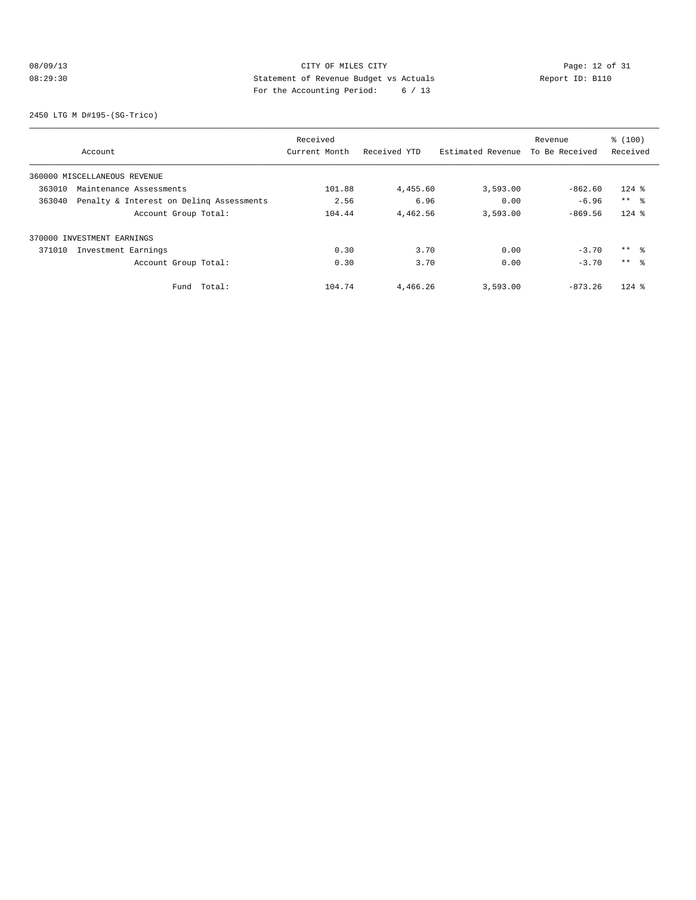CITY OF MILES CITY
Statement of Revenue Budget vs Actuals
For the Accounting Period: 6 / 13

08/09/13
08:29:30

Report ID: B110

2450 LTG M D#195-(SG-Trico)

| Account | Received Current Month | Received YTD | Estimated Revenue | Revenue To Be Received | % (100) Received |
|---|---|---|---|---|---|
| 360000 MISCELLANEOUS REVENUE | | | | | |
| 363010 Maintenance Assessments | 101.88 | 4,455.60 | 3,593.00 | -862.60 | 124 % |
| 363040 Penalty & Interest on Delinq Assessments | 2.56 | 6.96 | 0.00 | -6.96 | ** % |
| Account Group Total: | 104.44 | 4,462.56 | 3,593.00 | -869.56 | 124 % |
| 370000 INVESTMENT EARNINGS | | | | | |
| 371010 Investment Earnings | 0.30 | 3.70 | 0.00 | -3.70 | ** % |
| Account Group Total: | 0.30 | 3.70 | 0.00 | -3.70 | ** % |
| Fund Total: | 104.74 | 4,466.26 | 3,593.00 | -873.26 | 124 % |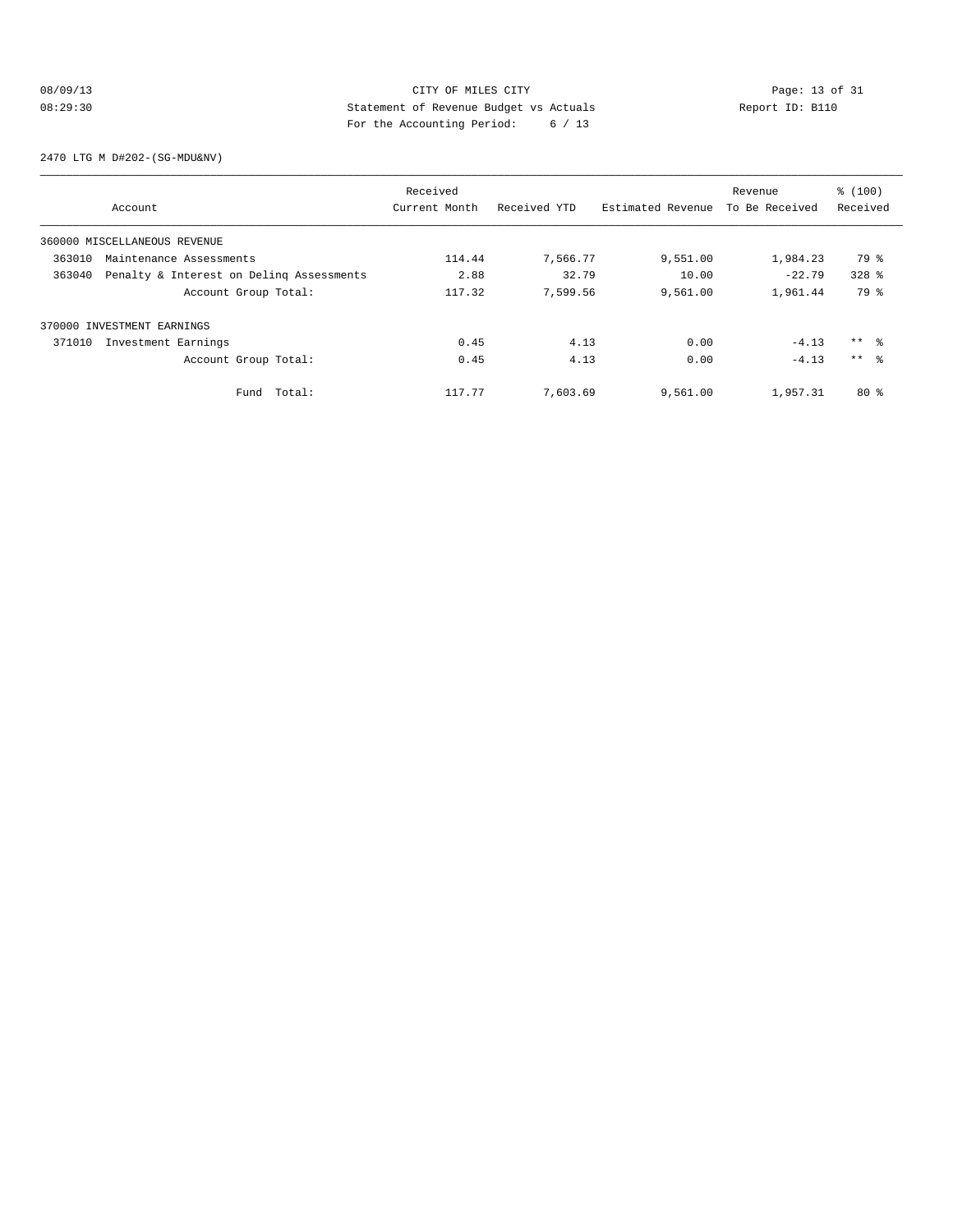CITY OF MILES CITY

Statement of Revenue Budget vs Actuals

For the Accounting Period: 6 / 13

2470 LTG M D#202-(SG-MDU&NV)

| Account | Received Current Month | Received YTD | Estimated Revenue | Revenue To Be Received | % (100) Received |
|---|---|---|---|---|---|
| 360000 MISCELLANEOUS REVENUE | | | | | |
| 363010 Maintenance Assessments | 114.44 | 7,566.77 | 9,551.00 | 1,984.23 | 79 % |
| 363040 Penalty & Interest on Delinq Assessments | 2.88 | 32.79 | 10.00 | -22.79 | 328 % |
| Account Group Total: | 117.32 | 7,599.56 | 9,561.00 | 1,961.44 | 79 % |
| 370000 INVESTMENT EARNINGS | | | | | |
| 371010 Investment Earnings | 0.45 | 4.13 | 0.00 | -4.13 | ** % |
| Account Group Total: | 0.45 | 4.13 | 0.00 | -4.13 | ** % |
| Fund Total: | 117.77 | 7,603.69 | 9,561.00 | 1,957.31 | 80 % |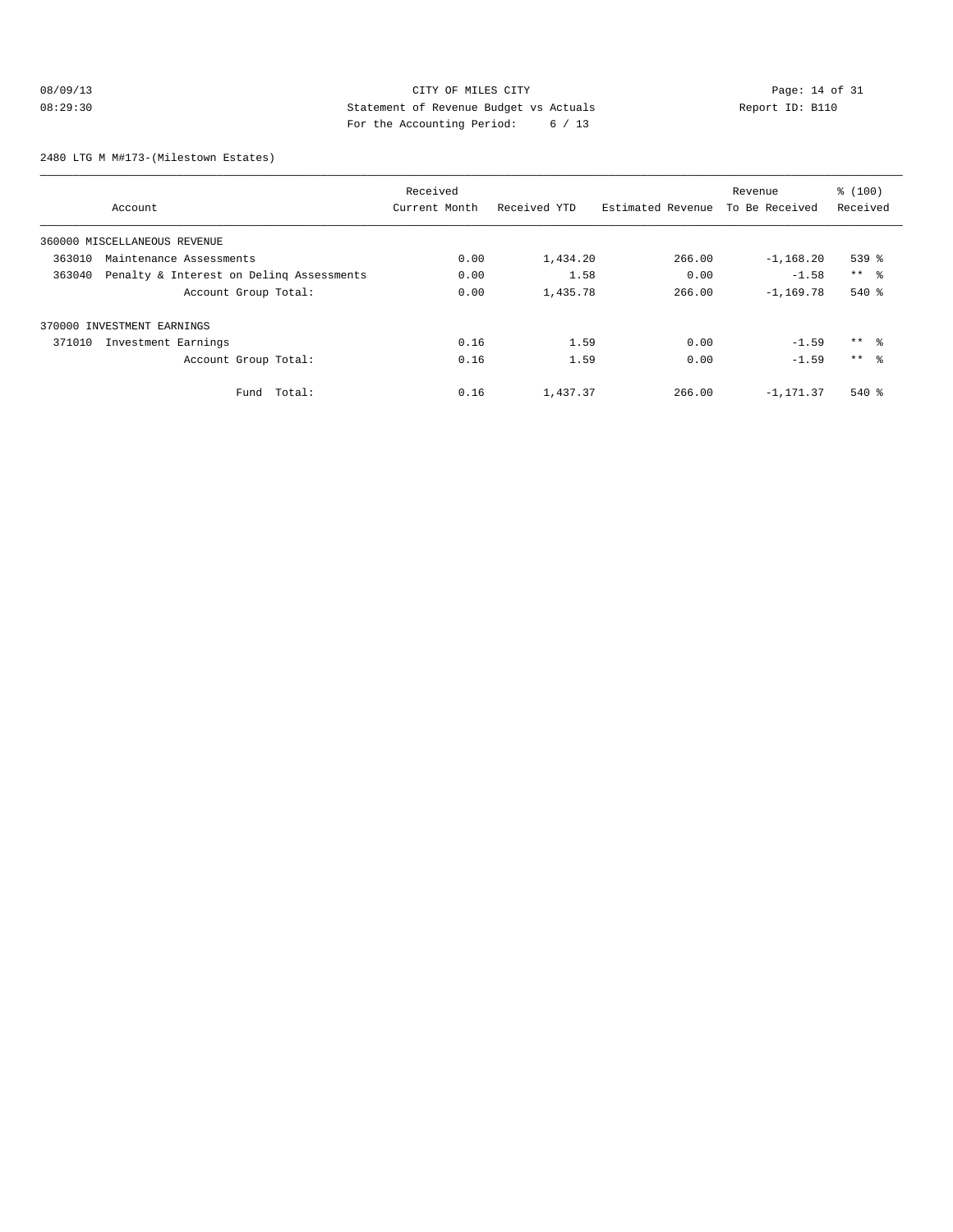CITY OF MILES CITY
Statement of Revenue Budget vs Actuals
For the Accounting Period: 6 / 13

08/09/13 08:29:30 Report ID: B110

2480 LTG M M#173-(Milestown Estates)

| Account | Received Current Month | Received YTD | Estimated Revenue | Revenue To Be Received | % (100) Received |
|---|---|---|---|---|---|
| 360000 MISCELLANEOUS REVENUE | | | | | |
| 363010 Maintenance Assessments | 0.00 | 1,434.20 | 266.00 | -1,168.20 | 539 % |
| 363040 Penalty & Interest on Delinq Assessments | 0.00 | 1.58 | 0.00 | -1.58 | ** % |
| Account Group Total: | 0.00 | 1,435.78 | 266.00 | -1,169.78 | 540 % |
| 370000 INVESTMENT EARNINGS | | | | | |
| 371010 Investment Earnings | 0.16 | 1.59 | 0.00 | -1.59 | ** % |
| Account Group Total: | 0.16 | 1.59 | 0.00 | -1.59 | ** % |
| Fund Total: | 0.16 | 1,437.37 | 266.00 | -1,171.37 | 540 % |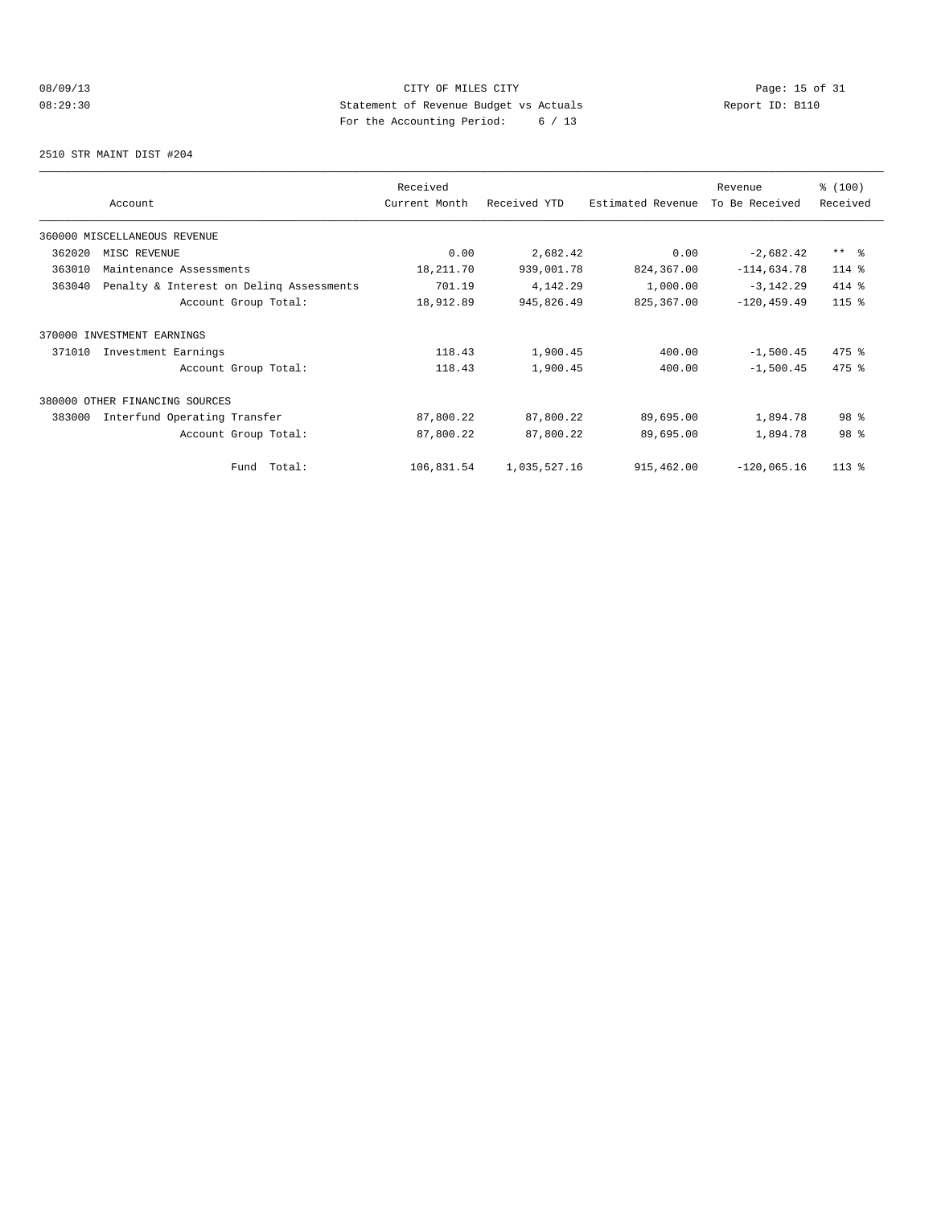CITY OF MILES CITY
Statement of Revenue Budget vs Actuals
For the Accounting Period: 6 / 13

08/09/13
08:29:30

Report ID: B110

2510 STR MAINT DIST #204

| Account | | Received Current Month | Received YTD | Estimated Revenue | Revenue To Be Received | % (100) Received |
|---|---|---|---|---|---|---|
| 360000 MISCELLANEOUS REVENUE | | | | | | |
| 362020 | MISC REVENUE | 0.00 | 2,682.42 | 0.00 | -2,682.42 | ** % |
| 363010 | Maintenance Assessments | 18,211.70 | 939,001.78 | 824,367.00 | -114,634.78 | 114 % |
| 363040 | Penalty & Interest on Delinq Assessments | 701.19 | 4,142.29 | 1,000.00 | -3,142.29 | 414 % |
| | Account Group Total: | 18,912.89 | 945,826.49 | 825,367.00 | -120,459.49 | 115 % |
| 370000 INVESTMENT EARNINGS | | | | | | |
| 371010 | Investment Earnings | 118.43 | 1,900.45 | 400.00 | -1,500.45 | 475 % |
| | Account Group Total: | 118.43 | 1,900.45 | 400.00 | -1,500.45 | 475 % |
| 380000 OTHER FINANCING SOURCES | | | | | | |
| 383000 | Interfund Operating Transfer | 87,800.22 | 87,800.22 | 89,695.00 | 1,894.78 | 98 % |
| | Account Group Total: | 87,800.22 | 87,800.22 | 89,695.00 | 1,894.78 | 98 % |
| | Fund Total: | 106,831.54 | 1,035,527.16 | 915,462.00 | -120,065.16 | 113 % |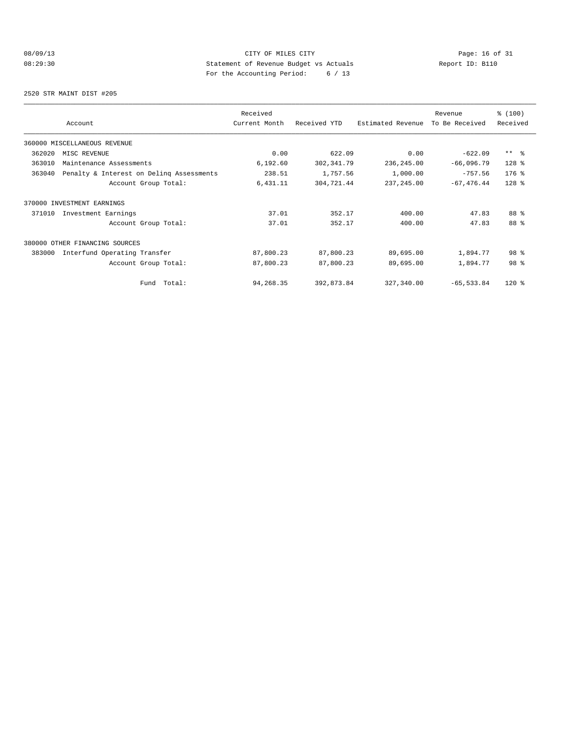CITY OF MILES CITY

Statement of Revenue Budget vs Actuals

For the Accounting Period: 6 / 13

08/09/13 08:29:30

Report ID: B110

2520 STR MAINT DIST #205

| Account | Received Current Month | Received YTD | Estimated Revenue | Revenue To Be Received | % (100) Received |
|---|---|---|---|---|---|
| 360000 MISCELLANEOUS REVENUE | | | | | |
| 362020 MISC REVENUE | 0.00 | 622.09 | 0.00 | -622.09 | ** % |
| 363010 Maintenance Assessments | 6,192.60 | 302,341.79 | 236,245.00 | -66,096.79 | 128 % |
| 363040 Penalty & Interest on Delinq Assessments | 238.51 | 1,757.56 | 1,000.00 | -757.56 | 176 % |
| Account Group Total: | 6,431.11 | 304,721.44 | 237,245.00 | -67,476.44 | 128 % |
| 370000 INVESTMENT EARNINGS | | | | | |
| 371010 Investment Earnings | 37.01 | 352.17 | 400.00 | 47.83 | 88 % |
| Account Group Total: | 37.01 | 352.17 | 400.00 | 47.83 | 88 % |
| 380000 OTHER FINANCING SOURCES | | | | | |
| 383000 Interfund Operating Transfer | 87,800.23 | 87,800.23 | 89,695.00 | 1,894.77 | 98 % |
| Account Group Total: | 87,800.23 | 87,800.23 | 89,695.00 | 1,894.77 | 98 % |
| Fund Total: | 94,268.35 | 392,873.84 | 327,340.00 | -65,533.84 | 120 % |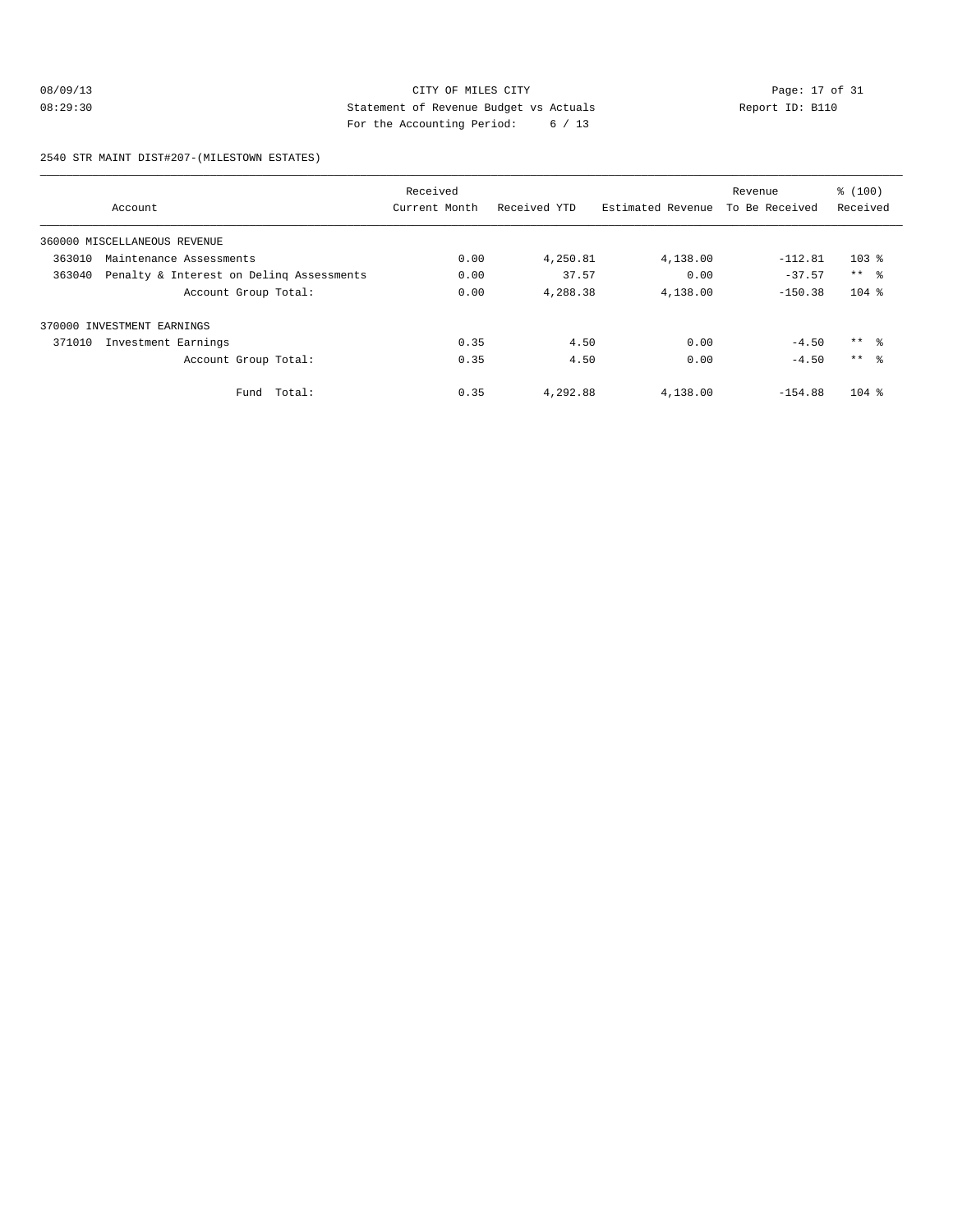CITY OF MILES CITY
Statement of Revenue Budget vs Actuals
For the Accounting Period: 6 / 13

08/09/13
08:29:30

Report ID: B110

2540 STR MAINT DIST#207-(MILESTOWN ESTATES)

| Account | Received Current Month | Received YTD | Estimated Revenue | Revenue To Be Received | % (100) Received |
|---|---|---|---|---|---|
| 360000 MISCELLANEOUS REVENUE | | | | | |
| 363010 Maintenance Assessments | 0.00 | 4,250.81 | 4,138.00 | -112.81 | 103 % |
| 363040 Penalty & Interest on Delinq Assessments | 0.00 | 37.57 | 0.00 | -37.57 | ** % |
| Account Group Total: | 0.00 | 4,288.38 | 4,138.00 | -150.38 | 104 % |
| 370000 INVESTMENT EARNINGS | | | | | |
| 371010 Investment Earnings | 0.35 | 4.50 | 0.00 | -4.50 | ** % |
| Account Group Total: | 0.35 | 4.50 | 0.00 | -4.50 | ** % |
| Fund Total: | 0.35 | 4,292.88 | 4,138.00 | -154.88 | 104 % |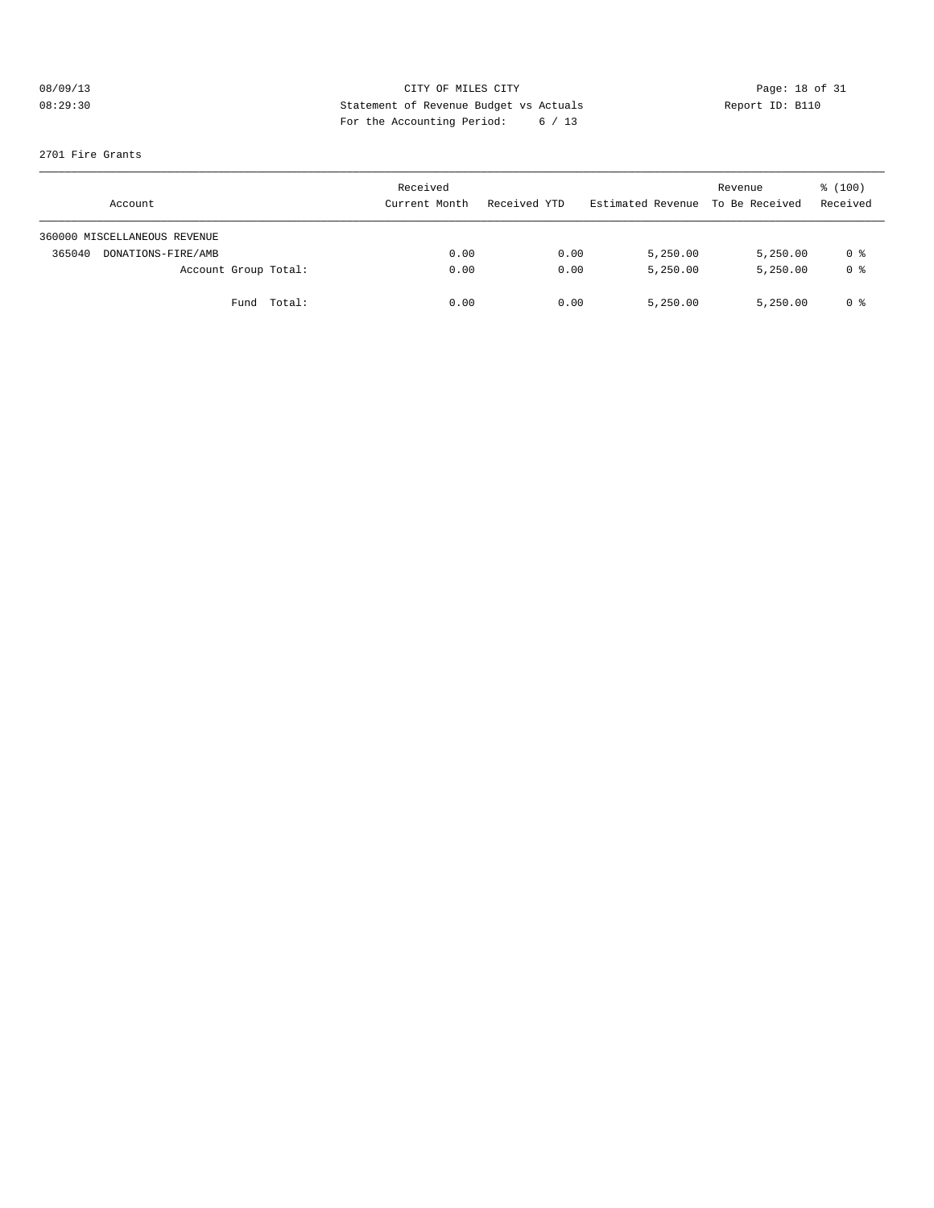CITY OF MILES CITY
Statement of Revenue Budget vs Actuals
For the Accounting Period: 6 / 13

08/09/13
08:29:30

Report ID: B110

2701 Fire Grants

| Account | Received Current Month | Received YTD | Estimated Revenue | Revenue To Be Received | % (100) Received |
|---|---|---|---|---|---|
| 360000 MISCELLANEOUS REVENUE | | | | | |
| 365040 DONATIONS-FIRE/AMB | 0.00 | 0.00 | 5,250.00 | 5,250.00 | 0 % |
| Account Group Total: | 0.00 | 0.00 | 5,250.00 | 5,250.00 | 0 % |
| Fund Total: | 0.00 | 0.00 | 5,250.00 | 5,250.00 | 0 % |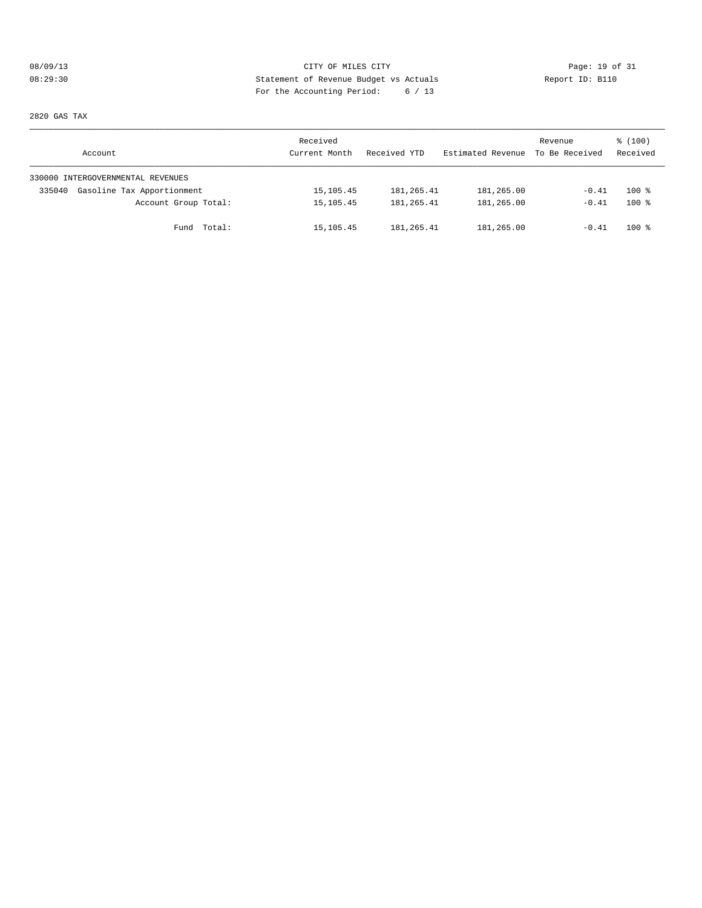CITY OF MILES CITY
Statement of Revenue Budget vs Actuals
For the Accounting Period: 6 / 13

08/09/13
08:29:30

Report ID: B110

2820 GAS TAX

| Account | Received Current Month | Received YTD | Estimated Revenue | Revenue To Be Received | % (100) Received |
|---|---|---|---|---|---|
| 330000 INTERGOVERNMENTAL REVENUES | | | | | |
| 335040 Gasoline Tax Apportionment | 15,105.45 | 181,265.41 | 181,265.00 | -0.41 | 100 % |
| Account Group Total: | 15,105.45 | 181,265.41 | 181,265.00 | -0.41 | 100 % |
| Fund Total: | 15,105.45 | 181,265.41 | 181,265.00 | -0.41 | 100 % |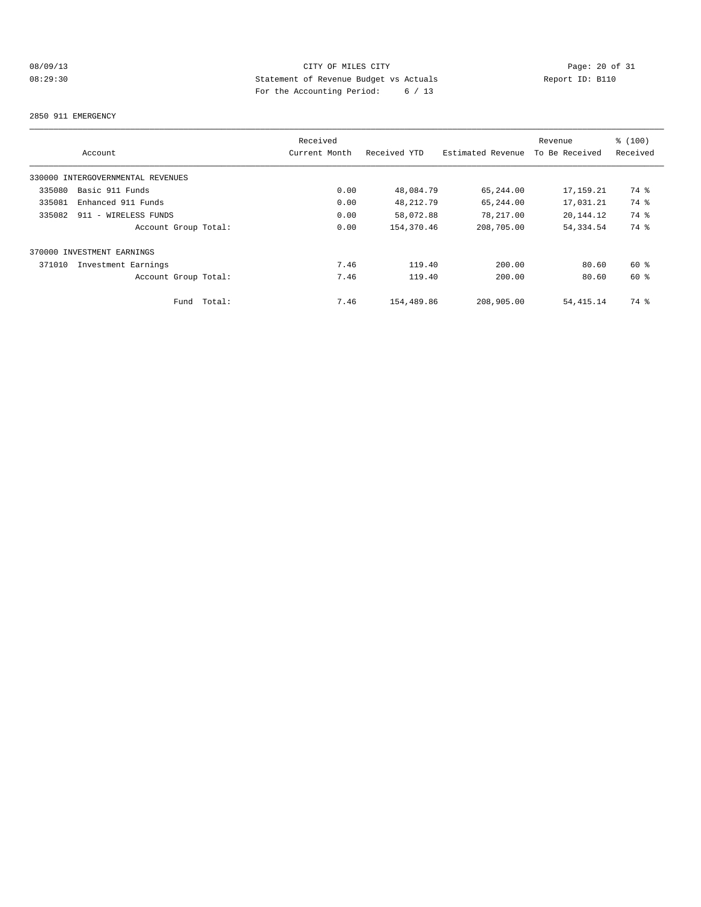CITY OF MILES CITY

Statement of Revenue Budget vs Actuals

Report ID: B110

For the Accounting Period: 6 / 13

08/09/13
08:29:30

2850 911 EMERGENCY

| Account | Received Current Month | Received YTD | Estimated Revenue | Revenue To Be Received | % (100) Received |
|---|---|---|---|---|---|
| 330000 INTERGOVERNMENTAL REVENUES | | | | | |
| 335080 Basic 911 Funds | 0.00 | 48,084.79 | 65,244.00 | 17,159.21 | 74 % |
| 335081 Enhanced 911 Funds | 0.00 | 48,212.79 | 65,244.00 | 17,031.21 | 74 % |
| 335082 911 - WIRELESS FUNDS | 0.00 | 58,072.88 | 78,217.00 | 20,144.12 | 74 % |
| Account Group Total: | 0.00 | 154,370.46 | 208,705.00 | 54,334.54 | 74 % |
| 370000 INVESTMENT EARNINGS | | | | | |
| 371010 Investment Earnings | 7.46 | 119.40 | 200.00 | 80.60 | 60 % |
| Account Group Total: | 7.46 | 119.40 | 200.00 | 80.60 | 60 % |
| Fund Total: | 7.46 | 154,489.86 | 208,905.00 | 54,415.14 | 74 % |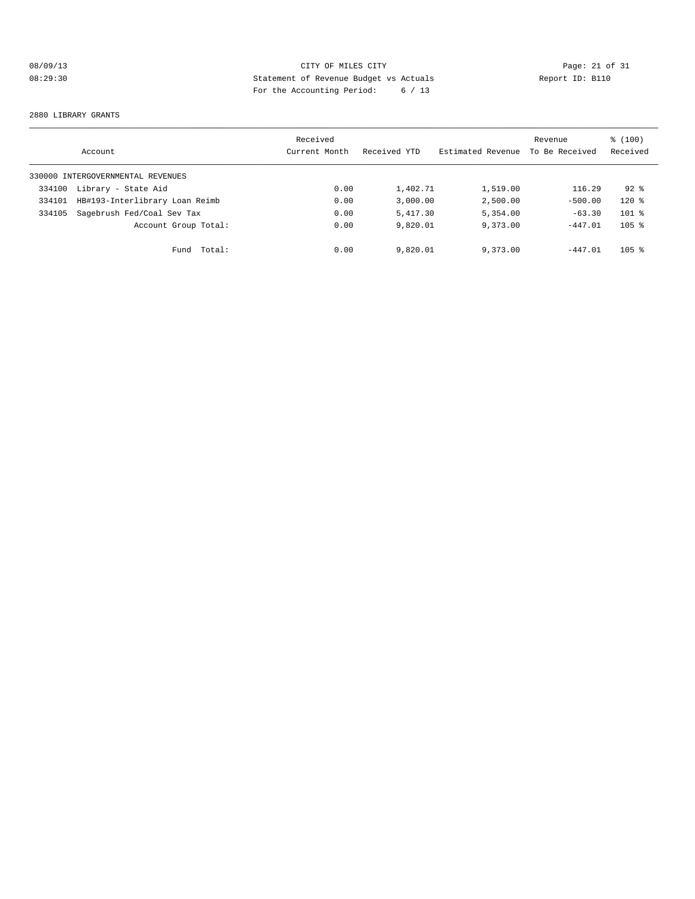CITY OF MILES CITY
Statement of Revenue Budget vs Actuals
For the Accounting Period: 6 / 13

08/09/13
08:29:30
Report ID: B110

2880 LIBRARY GRANTS

| Account | Received Current Month | Received YTD | Estimated Revenue | Revenue To Be Received | % (100) Received |
|---|---|---|---|---|---|
| 330000 INTERGOVERNMENTAL REVENUES | | | | | |
| 334100 Library - State Aid | 0.00 | 1,402.71 | 1,519.00 | 116.29 | 92 % |
| 334101 HB#193-Interlibrary Loan Reimb | 0.00 | 3,000.00 | 2,500.00 | -500.00 | 120 % |
| 334105 Sagebrush Fed/Coal Sev Tax | 0.00 | 5,417.30 | 5,354.00 | -63.30 | 101 % |
| Account Group Total: | 0.00 | 9,820.01 | 9,373.00 | -447.01 | 105 % |
| Fund Total: | 0.00 | 9,820.01 | 9,373.00 | -447.01 | 105 % |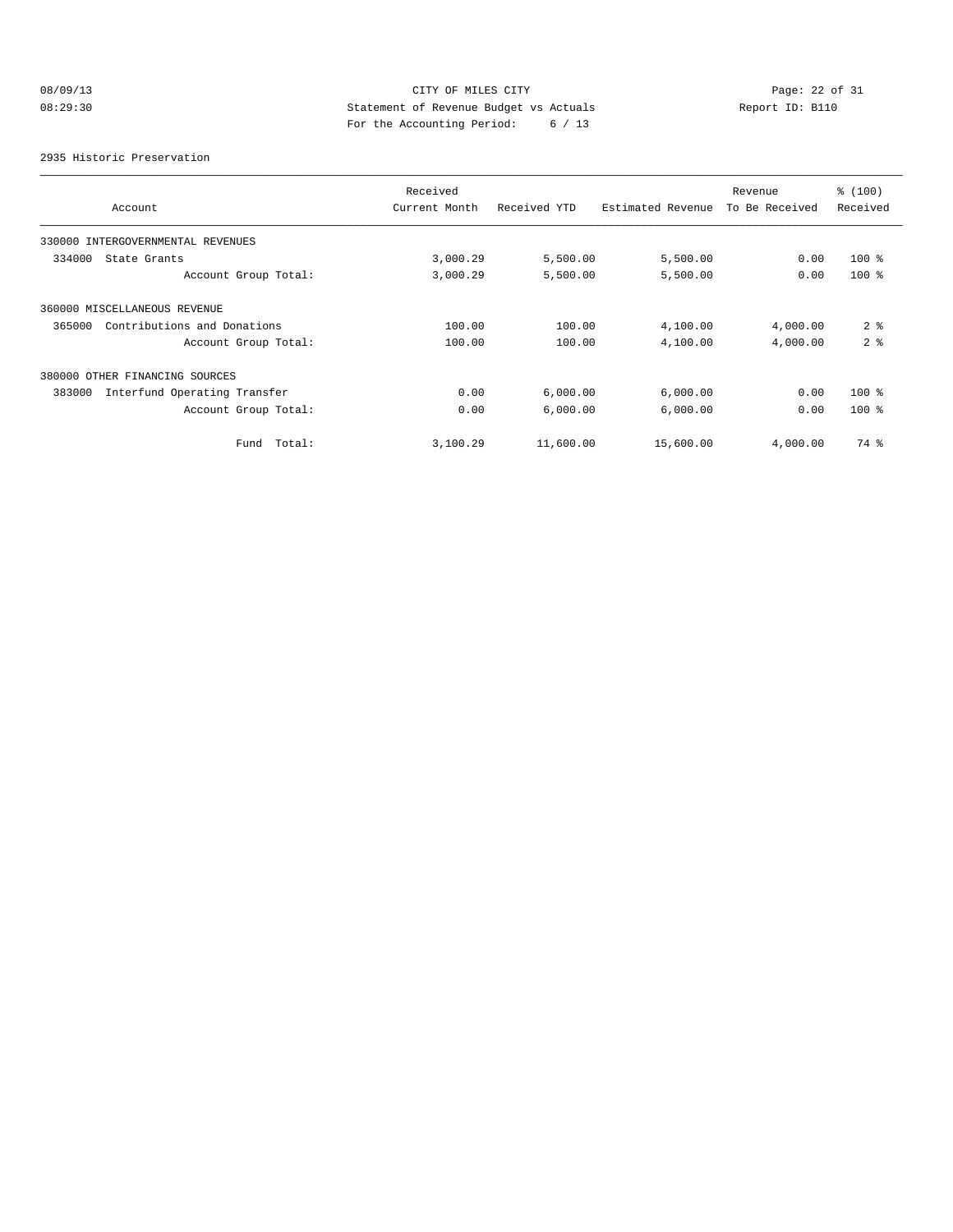CITY OF MILES CITY
Statement of Revenue Budget vs Actuals
For the Accounting Period: 6 / 13

08/09/13
08:29:30

Report ID: B110

2935 Historic Preservation

| Account | Received Current Month | Received YTD | Estimated Revenue | Revenue To Be Received | % (100) Received |
|---|---|---|---|---|---|
| 330000 INTERGOVERNMENTAL REVENUES | | | | | |
| 334000 State Grants | 3,000.29 | 5,500.00 | 5,500.00 | 0.00 | 100 % |
| Account Group Total: | 3,000.29 | 5,500.00 | 5,500.00 | 0.00 | 100 % |
| 360000 MISCELLANEOUS REVENUE | | | | | |
| 365000 Contributions and Donations | 100.00 | 100.00 | 4,100.00 | 4,000.00 | 2 % |
| Account Group Total: | 100.00 | 100.00 | 4,100.00 | 4,000.00 | 2 % |
| 380000 OTHER FINANCING SOURCES | | | | | |
| 383000 Interfund Operating Transfer | 0.00 | 6,000.00 | 6,000.00 | 0.00 | 100 % |
| Account Group Total: | 0.00 | 6,000.00 | 6,000.00 | 0.00 | 100 % |
| Fund Total: | 3,100.29 | 11,600.00 | 15,600.00 | 4,000.00 | 74 % |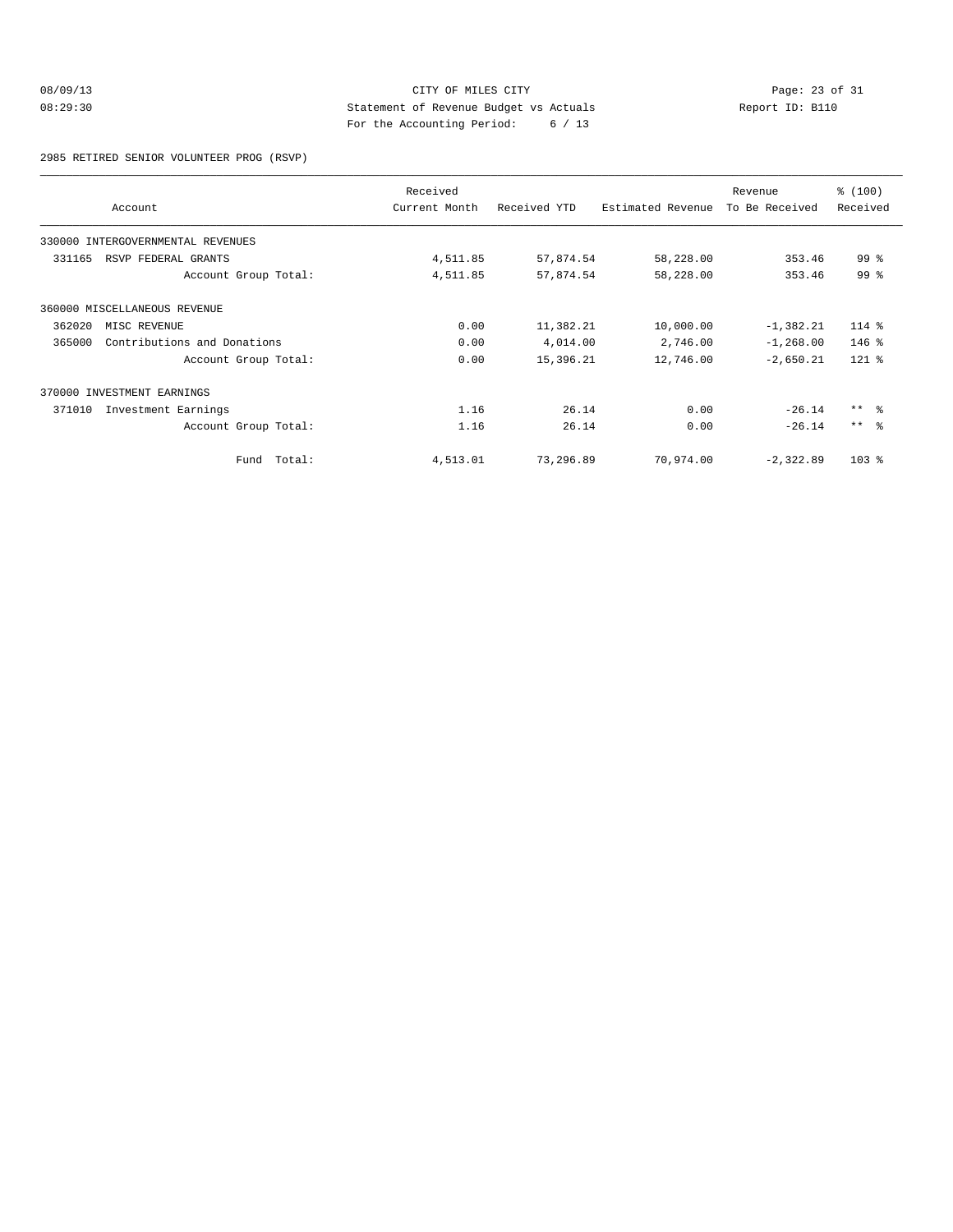CITY OF MILES CITY

Statement of Revenue Budget vs Actuals

For the Accounting Period: 6 / 13

08/09/13 08:29:30 Report ID: B110

2985 RETIRED SENIOR VOLUNTEER PROG (RSVP)

| Account | Received Current Month | Received YTD | Estimated Revenue | Revenue To Be Received | % (100) Received |
|---|---|---|---|---|---|
| 330000 INTERGOVERNMENTAL REVENUES | | | | | |
| 331165 RSVP FEDERAL GRANTS | 4,511.85 | 57,874.54 | 58,228.00 | 353.46 | 99 % |
| Account Group Total: | 4,511.85 | 57,874.54 | 58,228.00 | 353.46 | 99 % |
| 360000 MISCELLANEOUS REVENUE | | | | | |
| 362020 MISC REVENUE | 0.00 | 11,382.21 | 10,000.00 | -1,382.21 | 114 % |
| 365000 Contributions and Donations | 0.00 | 4,014.00 | 2,746.00 | -1,268.00 | 146 % |
| Account Group Total: | 0.00 | 15,396.21 | 12,746.00 | -2,650.21 | 121 % |
| 370000 INVESTMENT EARNINGS | | | | | |
| 371010 Investment Earnings | 1.16 | 26.14 | 0.00 | -26.14 | ** % |
| Account Group Total: | 1.16 | 26.14 | 0.00 | -26.14 | ** % |
| Fund Total: | 4,513.01 | 73,296.89 | 70,974.00 | -2,322.89 | 103 % |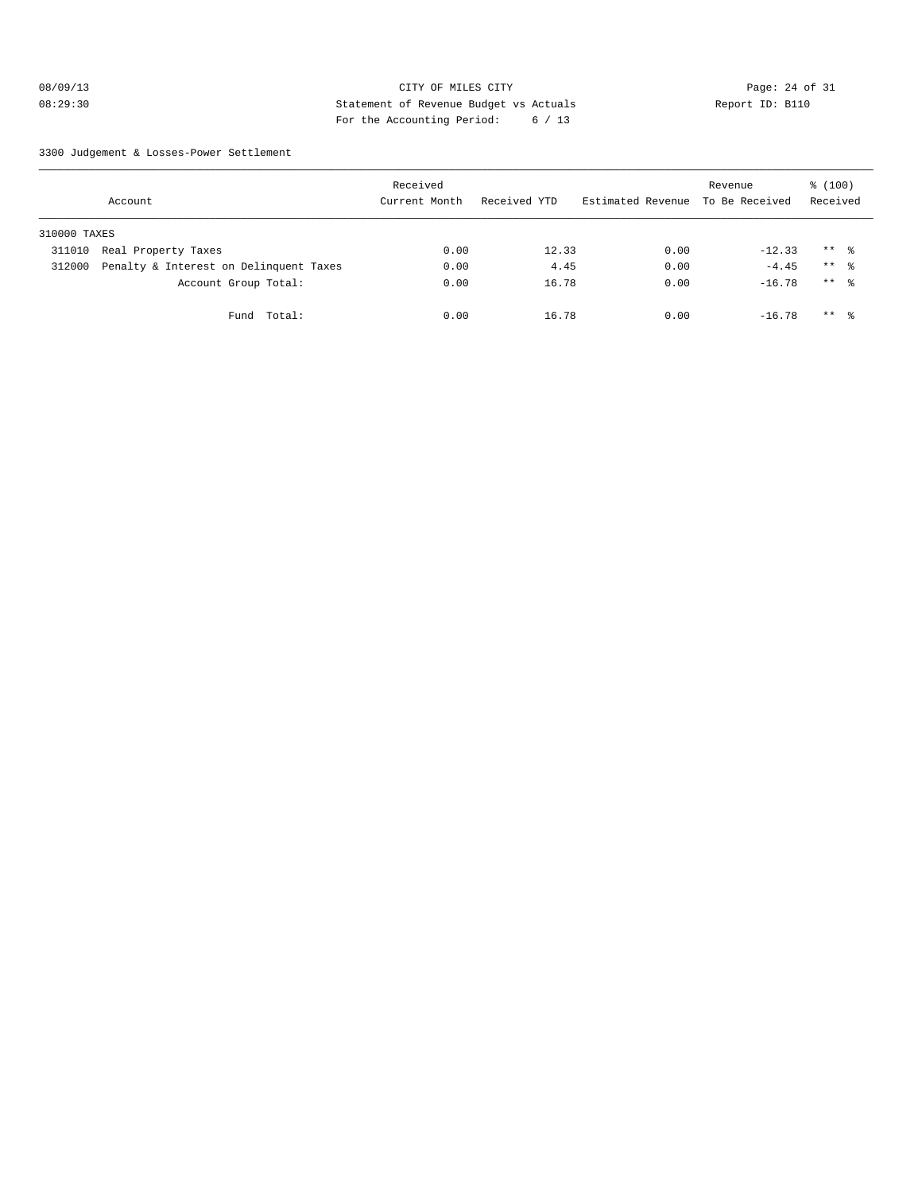08/09/13 CITY OF MILES CITY
08:29:30 Statement of Revenue Budget vs Actuals Report ID: B110
For the Accounting Period: 6 / 13

3300 Judgement & Losses-Power Settlement

| Account | Received Current Month | Received YTD | Estimated Revenue | Revenue To Be Received | % (100) Received |
|---|---|---|---|---|---|
| 310000 TAXES | | | | | |
| 311010 Real Property Taxes | 0.00 | 12.33 | 0.00 | -12.33 | ** % |
| 312000 Penalty & Interest on Delinquent Taxes | 0.00 | 4.45 | 0.00 | -4.45 | ** % |
| Account Group Total: | 0.00 | 16.78 | 0.00 | -16.78 | ** % |
| Fund Total: | 0.00 | 16.78 | 0.00 | -16.78 | ** % |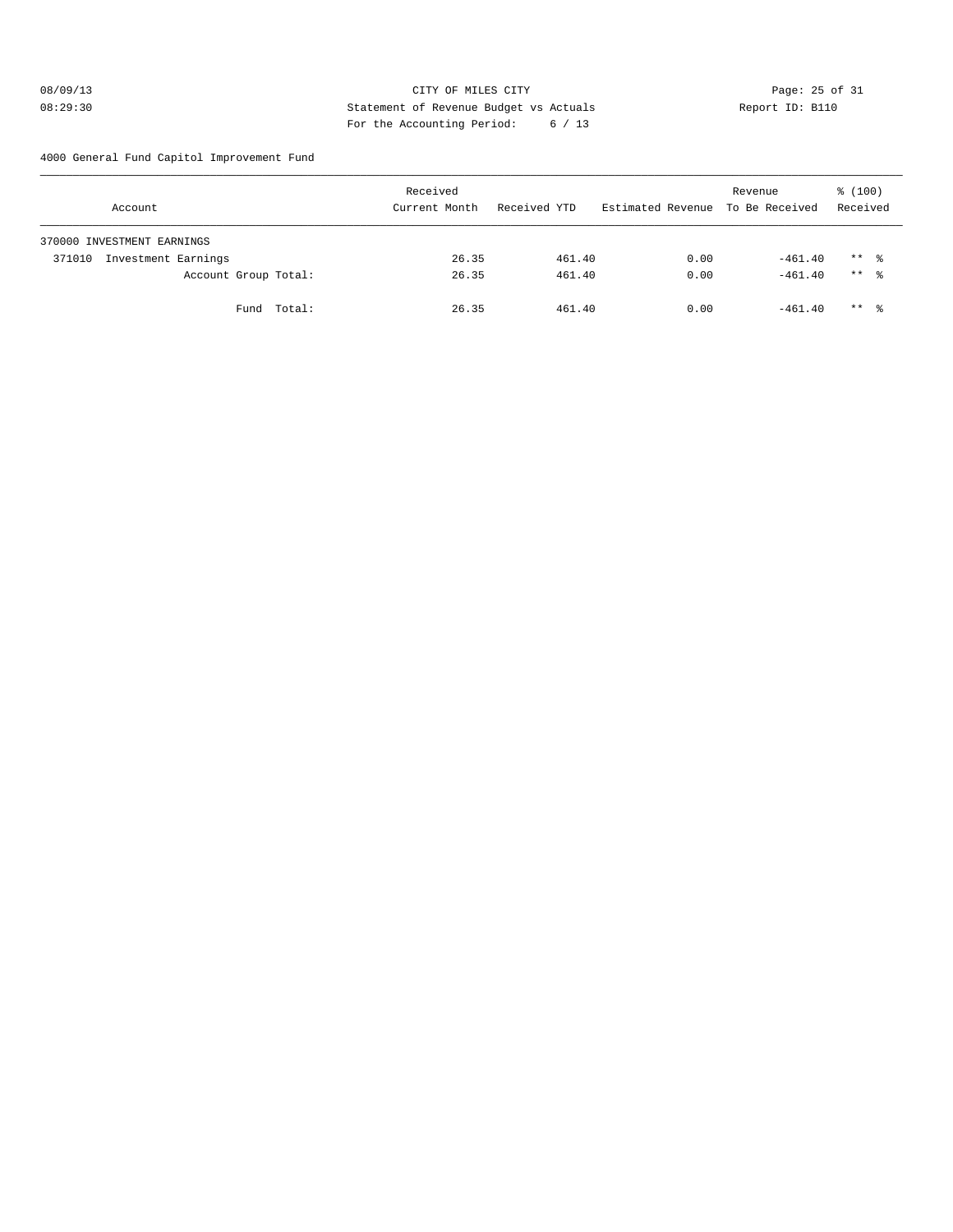CITY OF MILES CITY
Statement of Revenue Budget vs Actuals
For the Accounting Period: 6 / 13

08/09/13
08:29:30

Report ID: B110

4000 General Fund Capitol Improvement Fund

| Account | Received Current Month | Received YTD | Estimated Revenue | Revenue To Be Received | % (100) Received |
|---|---|---|---|---|---|
| 370000 INVESTMENT EARNINGS | | | | | |
| 371010 Investment Earnings | 26.35 | 461.40 | 0.00 | -461.40 | ** % |
| Account Group Total: | 26.35 | 461.40 | 0.00 | -461.40 | ** % |
| Fund Total: | 26.35 | 461.40 | 0.00 | -461.40 | ** % |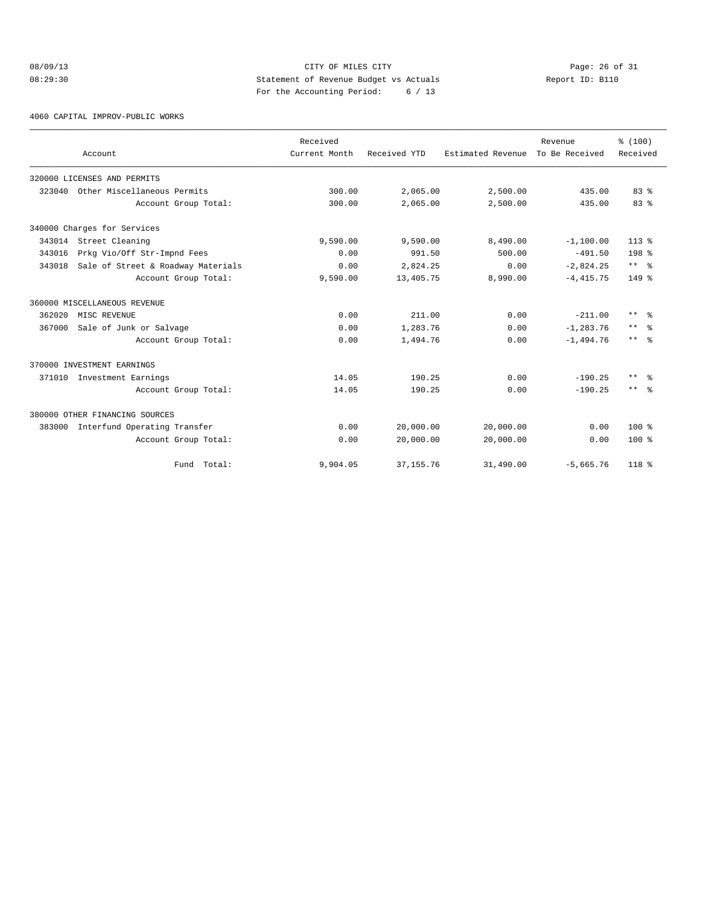CITY OF MILES CITY

Statement of Revenue Budget vs Actuals

For the Accounting Period: 6 / 13

08/09/13 08:29:30 Report ID: B110

4060 CAPITAL IMPROV-PUBLIC WORKS

| Account | Received Current Month | Received YTD | Estimated Revenue | Revenue To Be Received | % (100) Received |
|---|---|---|---|---|---|
| 320000 LICENSES AND PERMITS | | | | | |
| 323040 Other Miscellaneous Permits | 300.00 | 2,065.00 | 2,500.00 | 435.00 | 83 % |
| Account Group Total: | 300.00 | 2,065.00 | 2,500.00 | 435.00 | 83 % |
| 340000 Charges for Services | | | | | |
| 343014 Street Cleaning | 9,590.00 | 9,590.00 | 8,490.00 | -1,100.00 | 113 % |
| 343016 Prkg Vio/Off Str-Impnd Fees | 0.00 | 991.50 | 500.00 | -491.50 | 198 % |
| 343018 Sale of Street & Roadway Materials | 0.00 | 2,824.25 | 0.00 | -2,824.25 | ** % |
| Account Group Total: | 9,590.00 | 13,405.75 | 8,990.00 | -4,415.75 | 149 % |
| 360000 MISCELLANEOUS REVENUE | | | | | |
| 362020 MISC REVENUE | 0.00 | 211.00 | 0.00 | -211.00 | ** % |
| 367000 Sale of Junk or Salvage | 0.00 | 1,283.76 | 0.00 | -1,283.76 | ** % |
| Account Group Total: | 0.00 | 1,494.76 | 0.00 | -1,494.76 | ** % |
| 370000 INVESTMENT EARNINGS | | | | | |
| 371010 Investment Earnings | 14.05 | 190.25 | 0.00 | -190.25 | ** % |
| Account Group Total: | 14.05 | 190.25 | 0.00 | -190.25 | ** % |
| 380000 OTHER FINANCING SOURCES | | | | | |
| 383000 Interfund Operating Transfer | 0.00 | 20,000.00 | 20,000.00 | 0.00 | 100 % |
| Account Group Total: | 0.00 | 20,000.00 | 20,000.00 | 0.00 | 100 % |
| Fund Total: | 9,904.05 | 37,155.76 | 31,490.00 | -5,665.76 | 118 % |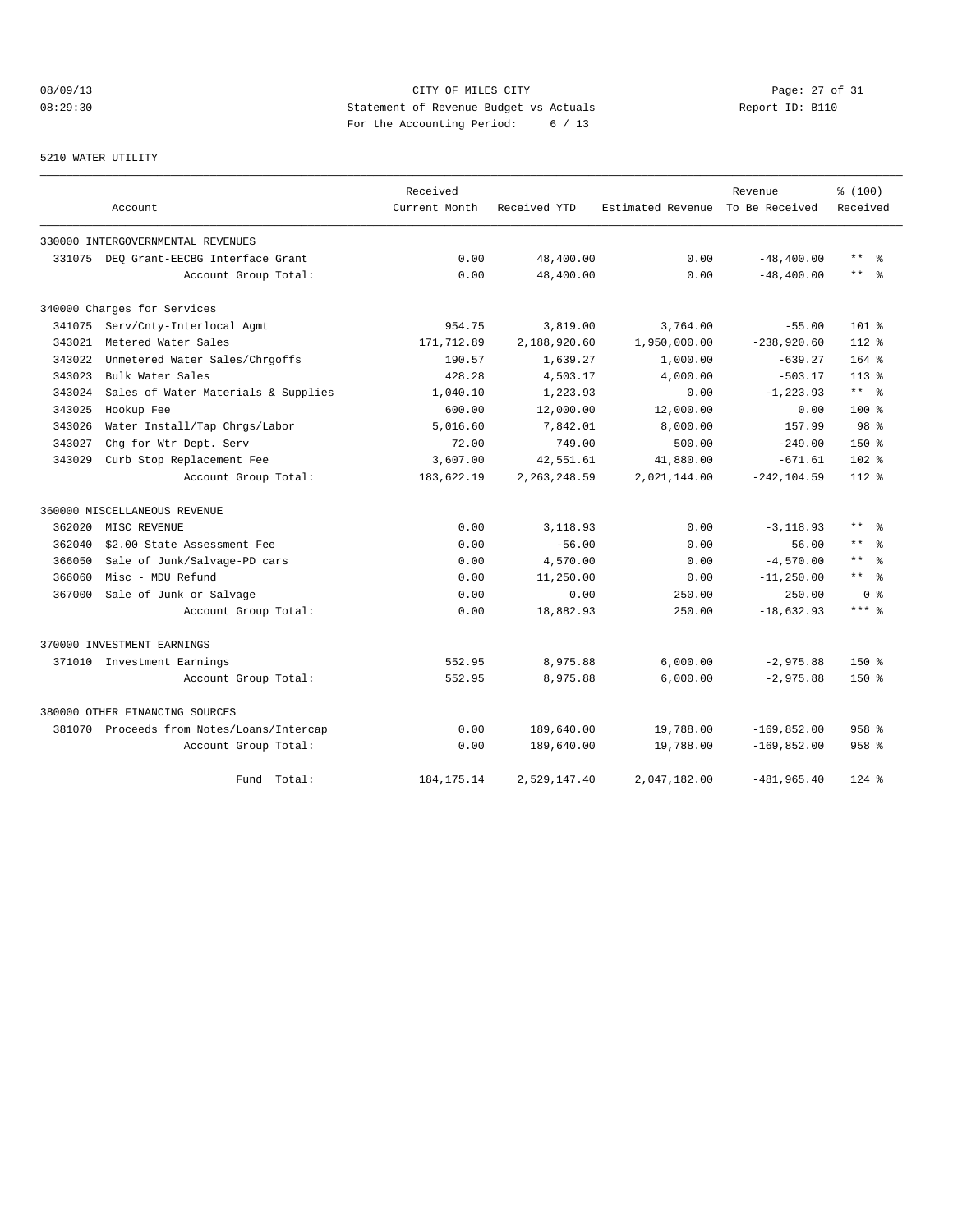CITY OF MILES CITY
Statement of Revenue Budget vs Actuals
For the Accounting Period: 6 / 13

08/09/13
08:29:30

Report ID: B110

5210 WATER UTILITY

| Account | Received Current Month | Received YTD | Estimated Revenue | Revenue To Be Received | % (100) Received |
|---|---|---|---|---|---|
| 330000 INTERGOVERNMENTAL REVENUES | | | | | |
| 331075 DEQ Grant-EECBG Interface Grant | 0.00 | 48,400.00 | 0.00 | -48,400.00 | ** % |
| Account Group Total: | 0.00 | 48,400.00 | 0.00 | -48,400.00 | ** % |
| 340000 Charges for Services | | | | | |
| 341075 Serv/Cnty-Interlocal Agmt | 954.75 | 3,819.00 | 3,764.00 | -55.00 | 101 % |
| 343021 Metered Water Sales | 171,712.89 | 2,188,920.60 | 1,950,000.00 | -238,920.60 | 112 % |
| 343022 Unmetered Water Sales/Chrgoffs | 190.57 | 1,639.27 | 1,000.00 | -639.27 | 164 % |
| 343023 Bulk Water Sales | 428.28 | 4,503.17 | 4,000.00 | -503.17 | 113 % |
| 343024 Sales of Water Materials & Supplies | 1,040.10 | 1,223.93 | 0.00 | -1,223.93 | ** % |
| 343025 Hookup Fee | 600.00 | 12,000.00 | 12,000.00 | 0.00 | 100 % |
| 343026 Water Install/Tap Chrgs/Labor | 5,016.60 | 7,842.01 | 8,000.00 | 157.99 | 98 % |
| 343027 Chg for Wtr Dept. Serv | 72.00 | 749.00 | 500.00 | -249.00 | 150 % |
| 343029 Curb Stop Replacement Fee | 3,607.00 | 42,551.61 | 41,880.00 | -671.61 | 102 % |
| Account Group Total: | 183,622.19 | 2,263,248.59 | 2,021,144.00 | -242,104.59 | 112 % |
| 360000 MISCELLANEOUS REVENUE | | | | | |
| 362020 MISC REVENUE | 0.00 | 3,118.93 | 0.00 | -3,118.93 | ** % |
| 362040 $2.00 State Assessment Fee | 0.00 | -56.00 | 0.00 | 56.00 | ** % |
| 366050 Sale of Junk/Salvage-PD cars | 0.00 | 4,570.00 | 0.00 | -4,570.00 | ** % |
| 366060 Misc - MDU Refund | 0.00 | 11,250.00 | 0.00 | -11,250.00 | ** % |
| 367000 Sale of Junk or Salvage | 0.00 | 0.00 | 250.00 | 250.00 | 0 % |
| Account Group Total: | 0.00 | 18,882.93 | 250.00 | -18,632.93 | *** % |
| 370000 INVESTMENT EARNINGS | | | | | |
| 371010 Investment Earnings | 552.95 | 8,975.88 | 6,000.00 | -2,975.88 | 150 % |
| Account Group Total: | 552.95 | 8,975.88 | 6,000.00 | -2,975.88 | 150 % |
| 380000 OTHER FINANCING SOURCES | | | | | |
| 381070 Proceeds from Notes/Loans/Intercap | 0.00 | 189,640.00 | 19,788.00 | -169,852.00 | 958 % |
| Account Group Total: | 0.00 | 189,640.00 | 19,788.00 | -169,852.00 | 958 % |
| Fund Total: | 184,175.14 | 2,529,147.40 | 2,047,182.00 | -481,965.40 | 124 % |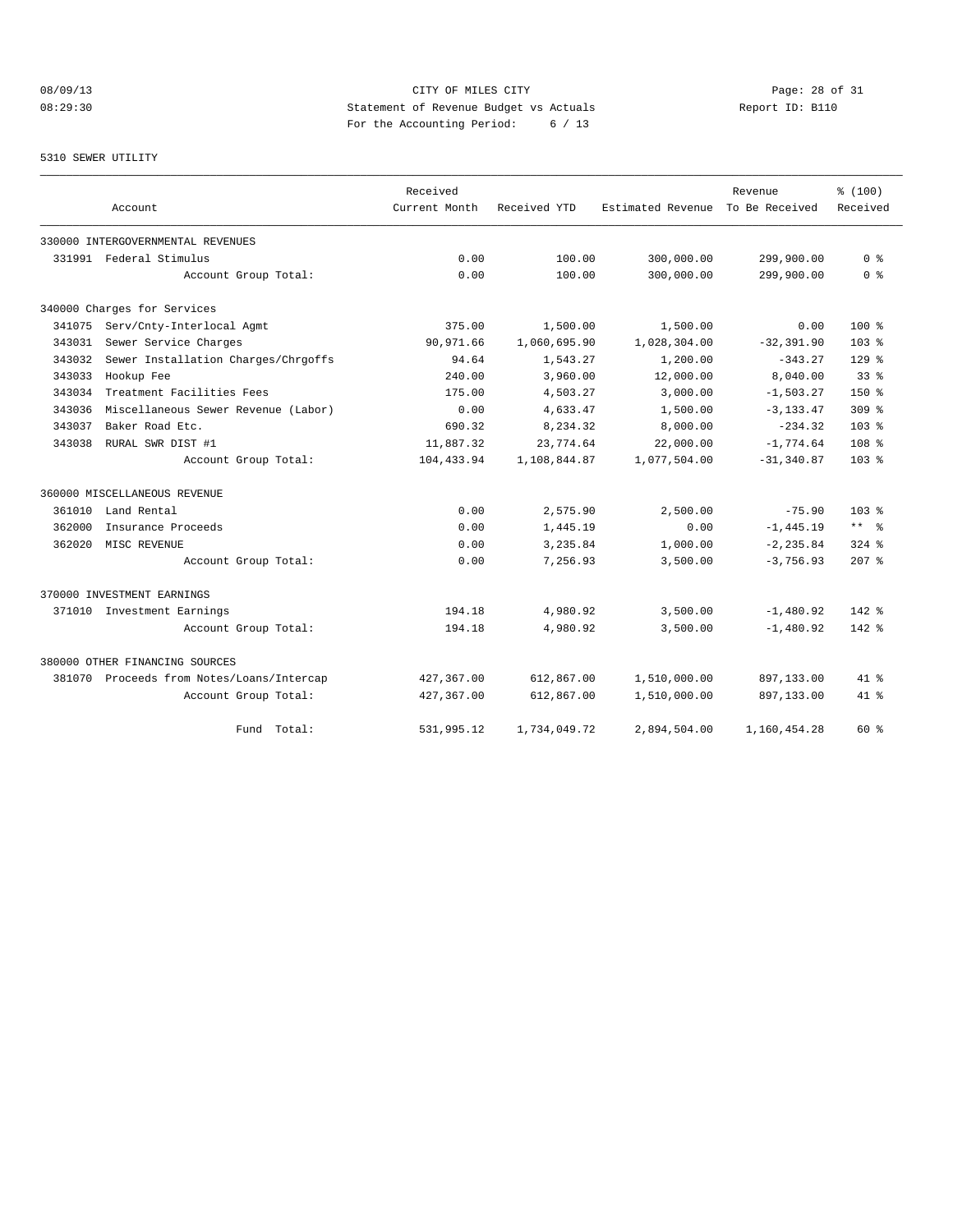CITY OF MILES CITY
Statement of Revenue Budget vs Actuals
For the Accounting Period: 6 / 13

08/09/13
08:29:30

Report ID: B110

5310 SEWER UTILITY

| Account | Received Current Month | Received YTD | Estimated Revenue | Revenue To Be Received | % (100) Received |
|---|---|---|---|---|---|
| 330000 INTERGOVERNMENTAL REVENUES | | | | | |
| 331991 Federal Stimulus | 0.00 | 100.00 | 300,000.00 | 299,900.00 | 0 % |
| Account Group Total: | 0.00 | 100.00 | 300,000.00 | 299,900.00 | 0 % |
| 340000 Charges for Services | | | | | |
| 341075 Serv/Cnty-Interlocal Agmt | 375.00 | 1,500.00 | 1,500.00 | 0.00 | 100 % |
| 343031 Sewer Service Charges | 90,971.66 | 1,060,695.90 | 1,028,304.00 | -32,391.90 | 103 % |
| 343032 Sewer Installation Charges/Chrgoffs | 94.64 | 1,543.27 | 1,200.00 | -343.27 | 129 % |
| 343033 Hookup Fee | 240.00 | 3,960.00 | 12,000.00 | 8,040.00 | 33 % |
| 343034 Treatment Facilities Fees | 175.00 | 4,503.27 | 3,000.00 | -1,503.27 | 150 % |
| 343036 Miscellaneous Sewer Revenue (Labor) | 0.00 | 4,633.47 | 1,500.00 | -3,133.47 | 309 % |
| 343037 Baker Road Etc. | 690.32 | 8,234.32 | 8,000.00 | -234.32 | 103 % |
| 343038 RURAL SWR DIST #1 | 11,887.32 | 23,774.64 | 22,000.00 | -1,774.64 | 108 % |
| Account Group Total: | 104,433.94 | 1,108,844.87 | 1,077,504.00 | -31,340.87 | 103 % |
| 360000 MISCELLANEOUS REVENUE | | | | | |
| 361010 Land Rental | 0.00 | 2,575.90 | 2,500.00 | -75.90 | 103 % |
| 362000 Insurance Proceeds | 0.00 | 1,445.19 | 0.00 | -1,445.19 | ** % |
| 362020 MISC REVENUE | 0.00 | 3,235.84 | 1,000.00 | -2,235.84 | 324 % |
| Account Group Total: | 0.00 | 7,256.93 | 3,500.00 | -3,756.93 | 207 % |
| 370000 INVESTMENT EARNINGS | | | | | |
| 371010 Investment Earnings | 194.18 | 4,980.92 | 3,500.00 | -1,480.92 | 142 % |
| Account Group Total: | 194.18 | 4,980.92 | 3,500.00 | -1,480.92 | 142 % |
| 380000 OTHER FINANCING SOURCES | | | | | |
| 381070 Proceeds from Notes/Loans/Intercap | 427,367.00 | 612,867.00 | 1,510,000.00 | 897,133.00 | 41 % |
| Account Group Total: | 427,367.00 | 612,867.00 | 1,510,000.00 | 897,133.00 | 41 % |
| Fund Total: | 531,995.12 | 1,734,049.72 | 2,894,504.00 | 1,160,454.28 | 60 % |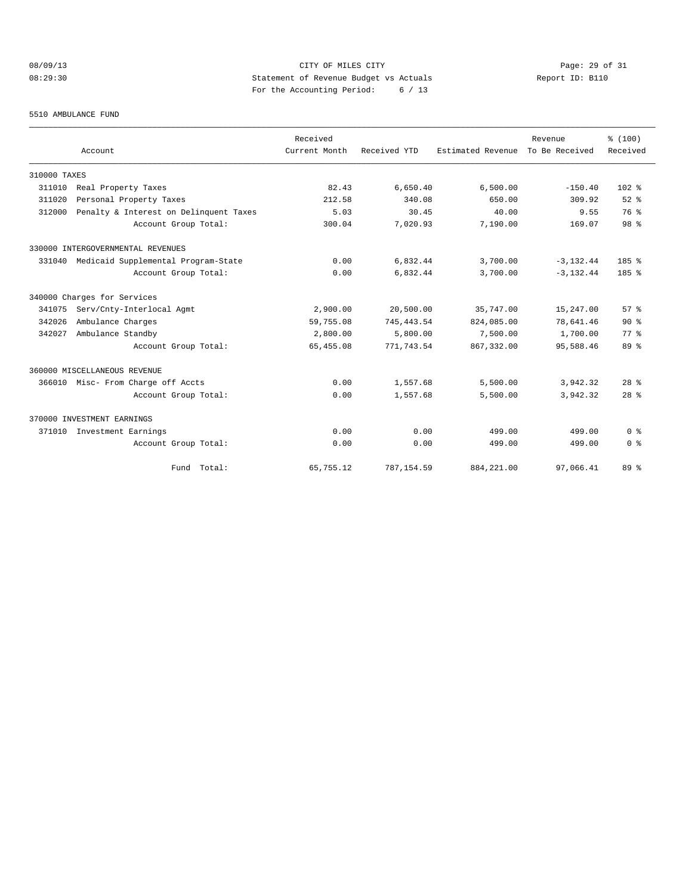08/09/13
08:29:30

# CITY OF MILES CITY
## Statement of Revenue Budget vs Actuals
For the Accounting Period: 6 / 13

Report ID: B110

5510 AMBULANCE FUND

| Account | Received Current Month | Received YTD | Estimated Revenue | Revenue To Be Received | % (100) Received |
|---|---|---|---|---|---|
| 310000 TAXES | | | | | |
| 311010 Real Property Taxes | 82.43 | 6,650.40 | 6,500.00 | -150.40 | 102 % |
| 311020 Personal Property Taxes | 212.58 | 340.08 | 650.00 | 309.92 | 52 % |
| 312000 Penalty & Interest on Delinquent Taxes | 5.03 | 30.45 | 40.00 | 9.55 | 76 % |
| Account Group Total: | 300.04 | 7,020.93 | 7,190.00 | 169.07 | 98 % |
| 330000 INTERGOVERNMENTAL REVENUES | | | | | |
| 331040 Medicaid Supplemental Program-State | 0.00 | 6,832.44 | 3,700.00 | -3,132.44 | 185 % |
| Account Group Total: | 0.00 | 6,832.44 | 3,700.00 | -3,132.44 | 185 % |
| 340000 Charges for Services | | | | | |
| 341075 Serv/Cnty-Interlocal Agmt | 2,900.00 | 20,500.00 | 35,747.00 | 15,247.00 | 57 % |
| 342026 Ambulance Charges | 59,755.08 | 745,443.54 | 824,085.00 | 78,641.46 | 90 % |
| 342027 Ambulance Standby | 2,800.00 | 5,800.00 | 7,500.00 | 1,700.00 | 77 % |
| Account Group Total: | 65,455.08 | 771,743.54 | 867,332.00 | 95,588.46 | 89 % |
| 360000 MISCELLANEOUS REVENUE | | | | | |
| 366010 Misc- From Charge off Accts | 0.00 | 1,557.68 | 5,500.00 | 3,942.32 | 28 % |
| Account Group Total: | 0.00 | 1,557.68 | 5,500.00 | 3,942.32 | 28 % |
| 370000 INVESTMENT EARNINGS | | | | | |
| 371010 Investment Earnings | 0.00 | 0.00 | 499.00 | 499.00 | 0 % |
| Account Group Total: | 0.00 | 0.00 | 499.00 | 499.00 | 0 % |
| Fund Total: | 65,755.12 | 787,154.59 | 884,221.00 | 97,066.41 | 89 % |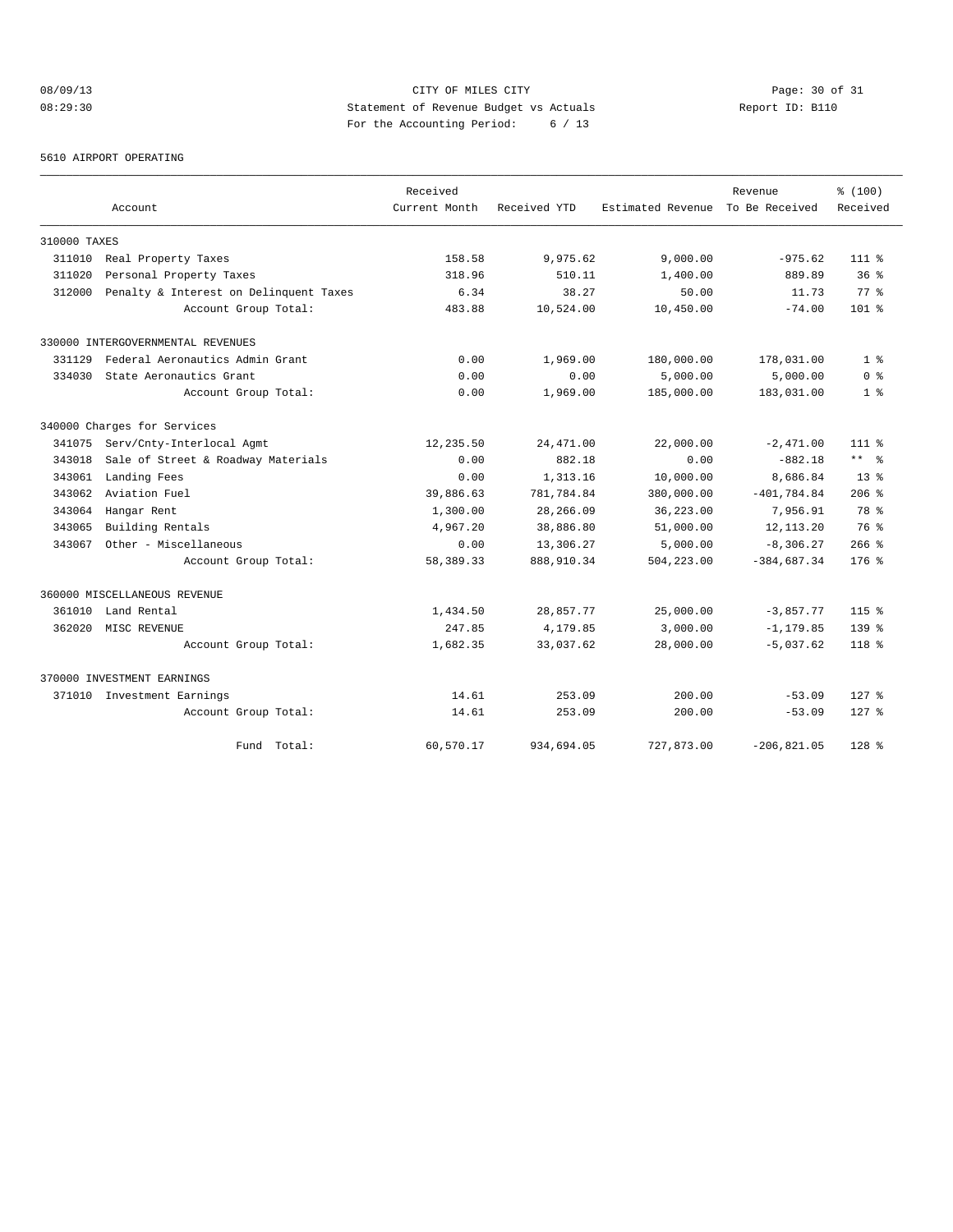CITY OF MILES CITY
Statement of Revenue Budget vs Actuals
For the Accounting Period: 6 / 13

08/09/13
08:29:30

Report ID: B110

5610 AIRPORT OPERATING

| Account | Received Current Month | Received YTD | Estimated Revenue | Revenue To Be Received | % (100) Received |
|---|---|---|---|---|---|
| **310000 TAXES** | | | | | |
| 311010 Real Property Taxes | 158.58 | 9,975.62 | 9,000.00 | -975.62 | 111 % |
| 311020 Personal Property Taxes | 318.96 | 510.11 | 1,400.00 | 889.89 | 36 % |
| 312000 Penalty & Interest on Delinquent Taxes | 6.34 | 38.27 | 50.00 | 11.73 | 77 % |
| Account Group Total: | 483.88 | 10,524.00 | 10,450.00 | -74.00 | 101 % |
| **330000 INTERGOVERNMENTAL REVENUES** | | | | | |
| 331129 Federal Aeronautics Admin Grant | 0.00 | 1,969.00 | 180,000.00 | 178,031.00 | 1 % |
| 334030 State Aeronautics Grant | 0.00 | 0.00 | 5,000.00 | 5,000.00 | 0 % |
| Account Group Total: | 0.00 | 1,969.00 | 185,000.00 | 183,031.00 | 1 % |
| **340000 Charges for Services** | | | | | |
| 341075 Serv/Cnty-Interlocal Agmt | 12,235.50 | 24,471.00 | 22,000.00 | -2,471.00 | 111 % |
| 343018 Sale of Street & Roadway Materials | 0.00 | 882.18 | 0.00 | -882.18 | ** % |
| 343061 Landing Fees | 0.00 | 1,313.16 | 10,000.00 | 8,686.84 | 13 % |
| 343062 Aviation Fuel | 39,886.63 | 781,784.84 | 380,000.00 | -401,784.84 | 206 % |
| 343064 Hangar Rent | 1,300.00 | 28,266.09 | 36,223.00 | 7,956.91 | 78 % |
| 343065 Building Rentals | 4,967.20 | 38,886.80 | 51,000.00 | 12,113.20 | 76 % |
| 343067 Other - Miscellaneous | 0.00 | 13,306.27 | 5,000.00 | -8,306.27 | 266 % |
| Account Group Total: | 58,389.33 | 888,910.34 | 504,223.00 | -384,687.34 | 176 % |
| **360000 MISCELLANEOUS REVENUE** | | | | | |
| 361010 Land Rental | 1,434.50 | 28,857.77 | 25,000.00 | -3,857.77 | 115 % |
| 362020 MISC REVENUE | 247.85 | 4,179.85 | 3,000.00 | -1,179.85 | 139 % |
| Account Group Total: | 1,682.35 | 33,037.62 | 28,000.00 | -5,037.62 | 118 % |
| **370000 INVESTMENT EARNINGS** | | | | | |
| 371010 Investment Earnings | 14.61 | 253.09 | 200.00 | -53.09 | 127 % |
| Account Group Total: | 14.61 | 253.09 | 200.00 | -53.09 | 127 % |
| Fund Total: | 60,570.17 | 934,694.05 | 727,873.00 | -206,821.05 | 128 % |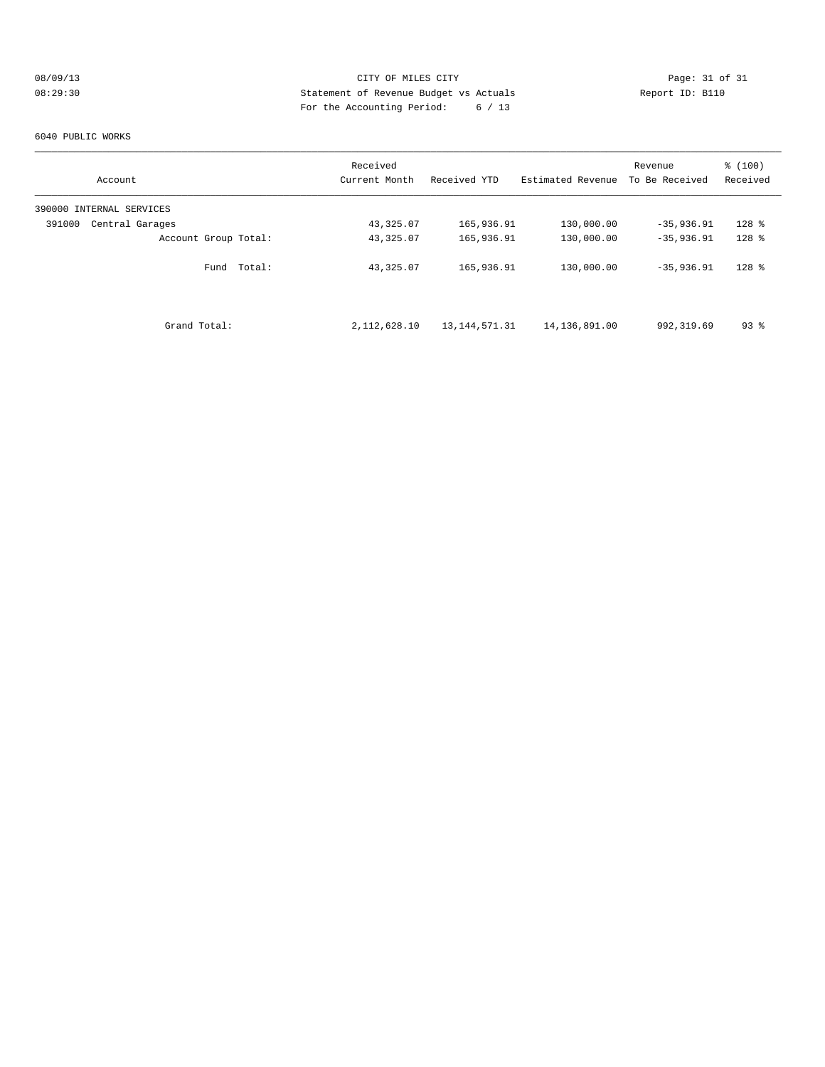CITY OF MILES CITY
Statement of Revenue Budget vs Actuals
For the Accounting Period: 6 / 13

08/09/13
08:29:30

Report ID: B110

6040 PUBLIC WORKS

| Account | Received Current Month | Received YTD | Estimated Revenue | Revenue To Be Received | % (100) Received |
|---|---|---|---|---|---|
| 390000 INTERNAL SERVICES | | | | | |
| 391000 Central Garages | 43,325.07 | 165,936.91 | 130,000.00 | -35,936.91 | 128 % |
| Account Group Total: | 43,325.07 | 165,936.91 | 130,000.00 | -35,936.91 | 128 % |
| Fund Total: | 43,325.07 | 165,936.91 | 130,000.00 | -35,936.91 | 128 % |
| Grand Total: | 2,112,628.10 | 13,144,571.31 | 14,136,891.00 | 992,319.69 | 93 % |